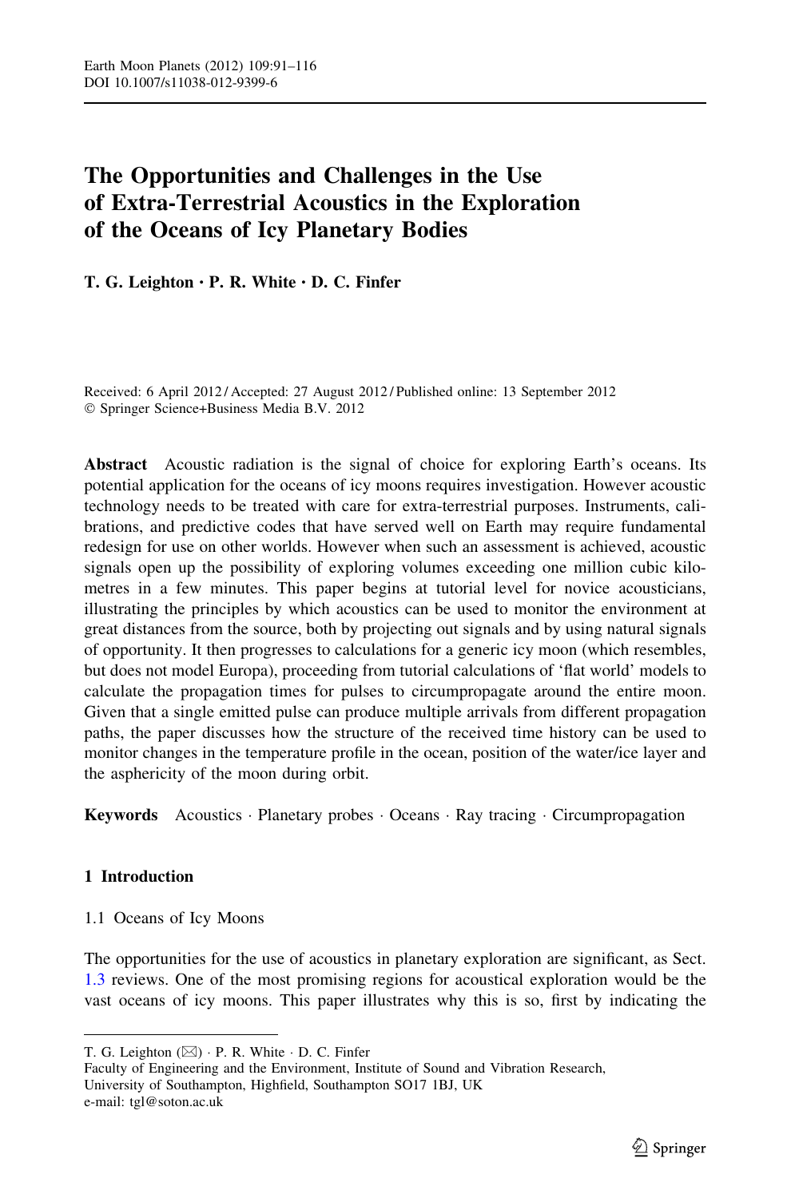# The Opportunities and Challenges in the Use of Extra-Terrestrial Acoustics in the Exploration of the Oceans of Icy Planetary Bodies

**T. G. Leighton · P. R. White · D. C. Finfer**

Received: 6 April 2012 / Accepted: 27 August 2012 / Published online: 13 September 2012
© Springer Science+Business Media B.V. 2012

**Abstract** Acoustic radiation is the signal of choice for exploring Earth's oceans. Its potential application for the oceans of icy moons requires investigation. However acoustic technology needs to be treated with care for extra-terrestrial purposes. Instruments, calibrations, and predictive codes that have served well on Earth may require fundamental redesign for use on other worlds. However when such an assessment is achieved, acoustic signals open up the possibility of exploring volumes exceeding one million cubic kilometres in a few minutes. This paper begins at tutorial level for novice acousticians, illustrating the principles by which acoustics can be used to monitor the environment at great distances from the source, both by projecting out signals and by using natural signals of opportunity. It then progresses to calculations for a generic icy moon (which resembles, but does not model Europa), proceeding from tutorial calculations of 'flat world' models to calculate the propagation times for pulses to circumpropagate around the entire moon. Given that a single emitted pulse can produce multiple arrivals from different propagation paths, the paper discusses how the structure of the received time history can be used to monitor changes in the temperature profile in the ocean, position of the water/ice layer and the asphericity of the moon during orbit.

**Keywords** Acoustics · Planetary probes · Oceans · Ray tracing · Circumpropagation

## 1 Introduction

### 1.1 Oceans of Icy Moons

The opportunities for the use of acoustics in planetary exploration are significant, as Sect. 1.3 reviews. One of the most promising regions for acoustical exploration would be the vast oceans of icy moons. This paper illustrates why this is so, first by indicating the

---

T. G. Leighton (✉) · P. R. White · D. C. Finfer
Faculty of Engineering and the Environment, Institute of Sound and Vibration Research,
University of Southampton, Highfield, Southampton SO17 1BJ, UK
e-mail: tgl@soton.ac.uk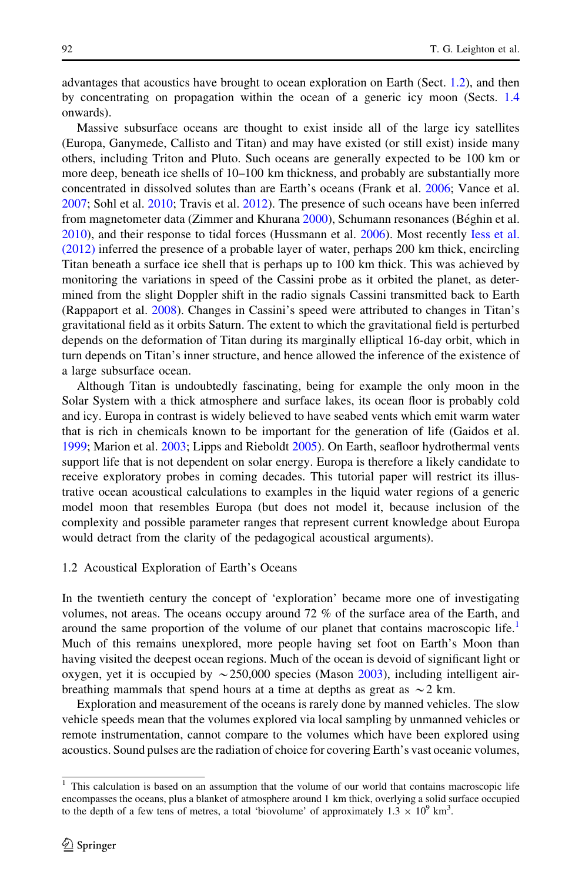advantages that acoustics have brought to ocean exploration on Earth (Sect. 1.2), and then by concentrating on propagation within the ocean of a generic icy moon (Sects. 1.4 onwards).

Massive subsurface oceans are thought to exist inside all of the large icy satellites (Europa, Ganymede, Callisto and Titan) and may have existed (or still exist) inside many others, including Triton and Pluto. Such oceans are generally expected to be 100 km or more deep, beneath ice shells of 10–100 km thickness, and probably are substantially more concentrated in dissolved solutes than are Earth's oceans (Frank et al. 2006; Vance et al. 2007; Sohl et al. 2010; Travis et al. 2012). The presence of such oceans have been inferred from magnetometer data (Zimmer and Khurana 2000), Schumann resonances (Béghin et al. 2010), and their response to tidal forces (Hussmann et al. 2006). Most recently Iess et al. (2012) inferred the presence of a probable layer of water, perhaps 200 km thick, encircling Titan beneath a surface ice shell that is perhaps up to 100 km thick. This was achieved by monitoring the variations in speed of the Cassini probe as it orbited the planet, as determined from the slight Doppler shift in the radio signals Cassini transmitted back to Earth (Rappaport et al. 2008). Changes in Cassini's speed were attributed to changes in Titan's gravitational field as it orbits Saturn. The extent to which the gravitational field is perturbed depends on the deformation of Titan during its marginally elliptical 16-day orbit, which in turn depends on Titan's inner structure, and hence allowed the inference of the existence of a large subsurface ocean.

Although Titan is undoubtedly fascinating, being for example the only moon in the Solar System with a thick atmosphere and surface lakes, its ocean floor is probably cold and icy. Europa in contrast is widely believed to have seabed vents which emit warm water that is rich in chemicals known to be important for the generation of life (Gaidos et al. 1999; Marion et al. 2003; Lipps and Rieboldt 2005). On Earth, seafloor hydrothermal vents support life that is not dependent on solar energy. Europa is therefore a likely candidate to receive exploratory probes in coming decades. This tutorial paper will restrict its illustrative ocean acoustical calculations to examples in the liquid water regions of a generic model moon that resembles Europa (but does not model it, because inclusion of the complexity and possible parameter ranges that represent current knowledge about Europa would detract from the clarity of the pedagogical acoustical arguments).

### 1.2 Acoustical Exploration of Earth's Oceans

In the twentieth century the concept of 'exploration' became more one of investigating volumes, not areas. The oceans occupy around 72 % of the surface area of the Earth, and around the same proportion of the volume of our planet that contains macroscopic life.[1] Much of this remains unexplored, more people having set foot on Earth's Moon than having visited the deepest ocean regions. Much of the ocean is devoid of significant light or oxygen, yet it is occupied by $\sim$250,000 species (Mason 2003), including intelligent air-breathing mammals that spend hours at a time at depths as great as $\sim$2 km.

Exploration and measurement of the oceans is rarely done by manned vehicles. The slow vehicle speeds mean that the volumes explored via local sampling by unmanned vehicles or remote instrumentation, cannot compare to the volumes which have been explored using acoustics. Sound pulses are the radiation of choice for covering Earth's vast oceanic volumes,

[1] This calculation is based on an assumption that the volume of our world that contains macroscopic life encompasses the oceans, plus a blanket of atmosphere around 1 km thick, overlying a solid surface occupied to the depth of a few tens of metres, a total 'biovolume' of approximately $1.3 \times 10^9$ km$^3$.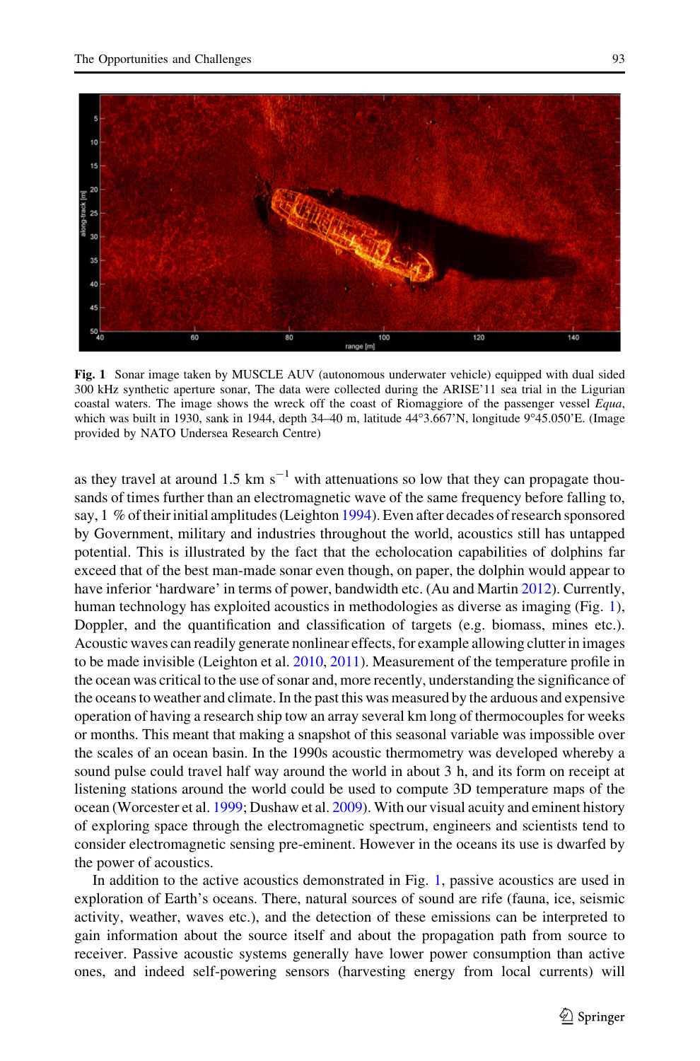**Fig. 1** Sonar image taken by MUSCLE AUV (autonomous underwater vehicle) equipped with dual sided 300 kHz synthetic aperture sonar, The data were collected during the ARISE'11 sea trial in the Ligurian coastal waters. The image shows the wreck off the coast of Riomaggiore of the passenger vessel *Equa*, which was built in 1930, sank in 1944, depth 34–40 m, latitude 44°3.667'N, longitude 9°45.050'E. (Image provided by NATO Undersea Research Centre)

as they travel at around 1.5 km $s^{-1}$ with attenuations so low that they can propagate thousands of times further than an electromagnetic wave of the same frequency before falling to, say, 1 % of their initial amplitudes (Leighton 1994). Even after decades of research sponsored by Government, military and industries throughout the world, acoustics still has untapped potential. This is illustrated by the fact that the echolocation capabilities of dolphins far exceed that of the best man-made sonar even though, on paper, the dolphin would appear to have inferior 'hardware' in terms of power, bandwidth etc. (Au and Martin 2012). Currently, human technology has exploited acoustics in methodologies as diverse as imaging (Fig. 1), Doppler, and the quantification and classification of targets (e.g. biomass, mines etc.). Acoustic waves can readily generate nonlinear effects, for example allowing clutter in images to be made invisible (Leighton et al. 2010, 2011). Measurement of the temperature profile in the ocean was critical to the use of sonar and, more recently, understanding the significance of the oceans to weather and climate. In the past this was measured by the arduous and expensive operation of having a research ship tow an array several km long of thermocouples for weeks or months. This meant that making a snapshot of this seasonal variable was impossible over the scales of an ocean basin. In the 1990s acoustic thermometry was developed whereby a sound pulse could travel half way around the world in about 3 h, and its form on receipt at listening stations around the world could be used to compute 3D temperature maps of the ocean (Worcester et al. 1999; Dushaw et al. 2009). With our visual acuity and eminent history of exploring space through the electromagnetic spectrum, engineers and scientists tend to consider electromagnetic sensing pre-eminent. However in the oceans its use is dwarfed by the power of acoustics.

In addition to the active acoustics demonstrated in Fig. 1, passive acoustics are used in exploration of Earth's oceans. There, natural sources of sound are rife (fauna, ice, seismic activity, weather, waves etc.), and the detection of these emissions can be interpreted to gain information about the source itself and about the propagation path from source to receiver. Passive acoustic systems generally have lower power consumption than active ones, and indeed self-powering sensors (harvesting energy from local currents) will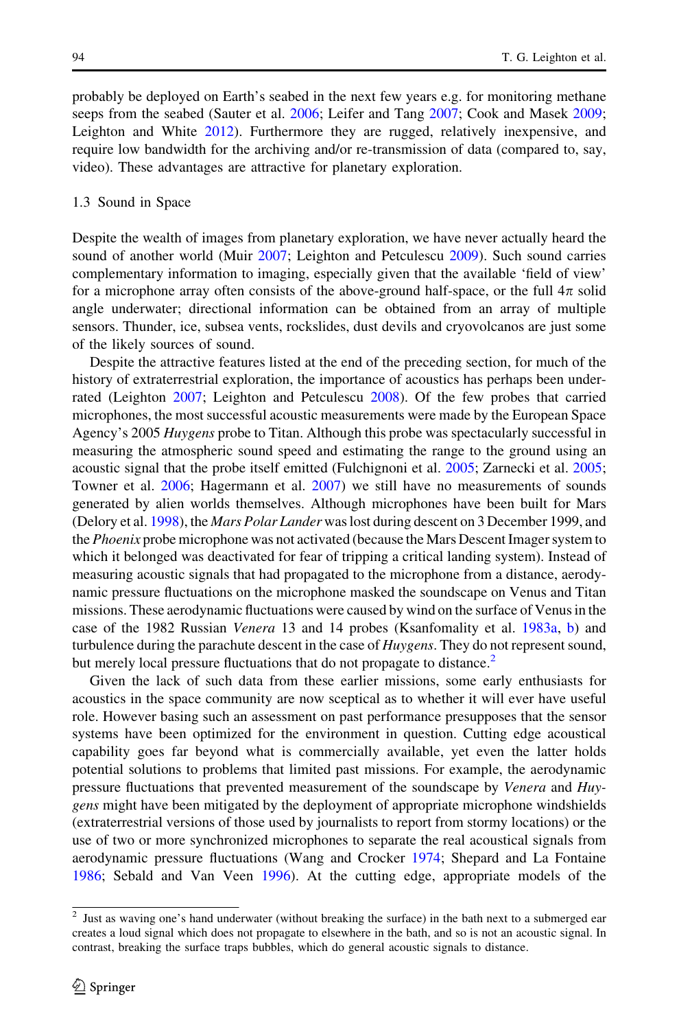probably be deployed on Earth's seabed in the next few years e.g. for monitoring methane seeps from the seabed (Sauter et al. 2006; Leifer and Tang 2007; Cook and Masek 2009; Leighton and White 2012). Furthermore they are rugged, relatively inexpensive, and require low bandwidth for the archiving and/or re-transmission of data (compared to, say, video). These advantages are attractive for planetary exploration.

### 1.3 Sound in Space

Despite the wealth of images from planetary exploration, we have never actually heard the sound of another world (Muir 2007; Leighton and Petculescu 2009). Such sound carries complementary information to imaging, especially given that the available 'field of view' for a microphone array often consists of the above-ground half-space, or the full $4\pi$ solid angle underwater; directional information can be obtained from an array of multiple sensors. Thunder, ice, subsea vents, rockslides, dust devils and cryovolcanos are just some of the likely sources of sound.

Despite the attractive features listed at the end of the preceding section, for much of the history of extraterrestrial exploration, the importance of acoustics has perhaps been underrated (Leighton 2007; Leighton and Petculescu 2008). Of the few probes that carried microphones, the most successful acoustic measurements were made by the European Space Agency's 2005 *Huygens* probe to Titan. Although this probe was spectacularly successful in measuring the atmospheric sound speed and estimating the range to the ground using an acoustic signal that the probe itself emitted (Fulchignoni et al. 2005; Zarnecki et al. 2005; Towner et al. 2006; Hagermann et al. 2007) we still have no measurements of sounds generated by alien worlds themselves. Although microphones have been built for Mars (Delory et al. 1998), the *Mars Polar Lander* was lost during descent on 3 December 1999, and the *Phoenix* probe microphone was not activated (because the Mars Descent Imager system to which it belonged was deactivated for fear of tripping a critical landing system). Instead of measuring acoustic signals that had propagated to the microphone from a distance, aerodynamic pressure fluctuations on the microphone masked the soundscape on Venus and Titan missions. These aerodynamic fluctuations were caused by wind on the surface of Venus in the case of the 1982 Russian *Venera* 13 and 14 probes (Ksanfomality et al. 1983a, b) and turbulence during the parachute descent in the case of *Huygens*. They do not represent sound, but merely local pressure fluctuations that do not propagate to distance.[2]

Given the lack of such data from these earlier missions, some early enthusiasts for acoustics in the space community are now sceptical as to whether it will ever have useful role. However basing such an assessment on past performance presupposes that the sensor systems have been optimized for the environment in question. Cutting edge acoustical capability goes far beyond what is commercially available, yet even the latter holds potential solutions to problems that limited past missions. For example, the aerodynamic pressure fluctuations that prevented measurement of the soundscape by *Venera* and *Huygens* might have been mitigated by the deployment of appropriate microphone windshields (extraterrestrial versions of those used by journalists to report from stormy locations) or the use of two or more synchronized microphones to separate the real acoustical signals from aerodynamic pressure fluctuations (Wang and Crocker 1974; Shepard and La Fontaine 1986; Sebald and Van Veen 1996). At the cutting edge, appropriate models of the

---

[2] Just as waving one's hand underwater (without breaking the surface) in the bath next to a submerged ear creates a loud signal which does not propagate to elsewhere in the bath, and so is not an acoustic signal. In contrast, breaking the surface traps bubbles, which do general acoustic signals to distance.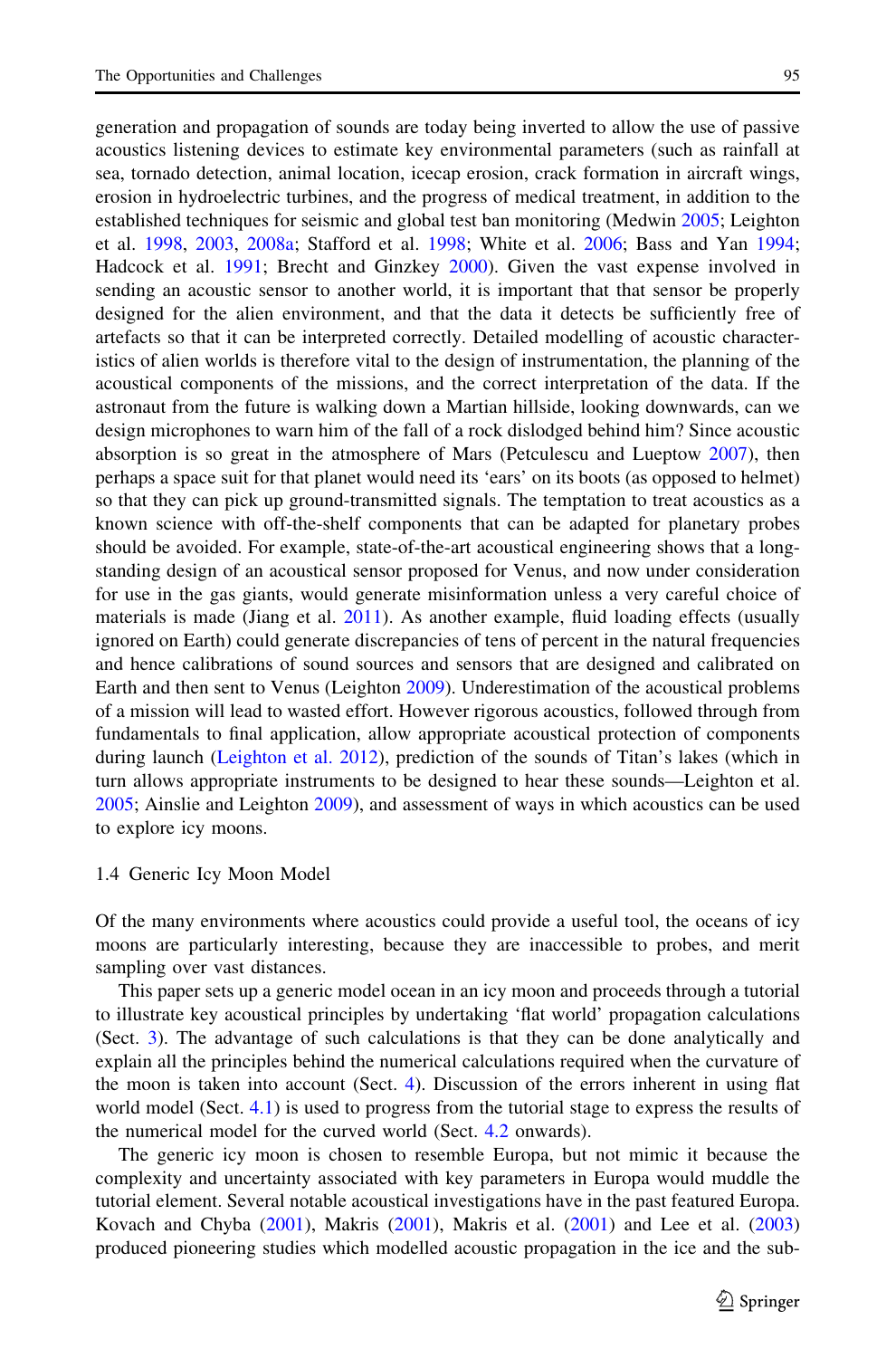generation and propagation of sounds are today being inverted to allow the use of passive acoustics listening devices to estimate key environmental parameters (such as rainfall at sea, tornado detection, animal location, icecap erosion, crack formation in aircraft wings, erosion in hydroelectric turbines, and the progress of medical treatment, in addition to the established techniques for seismic and global test ban monitoring (Medwin 2005; Leighton et al. 1998, 2003, 2008a; Stafford et al. 1998; White et al. 2006; Bass and Yan 1994; Hadcock et al. 1991; Brecht and Ginzkey 2000). Given the vast expense involved in sending an acoustic sensor to another world, it is important that that sensor be properly designed for the alien environment, and that the data it detects be sufficiently free of artefacts so that it can be interpreted correctly. Detailed modelling of acoustic characteristics of alien worlds is therefore vital to the design of instrumentation, the planning of the acoustical components of the missions, and the correct interpretation of the data. If the astronaut from the future is walking down a Martian hillside, looking downwards, can we design microphones to warn him of the fall of a rock dislodged behind him? Since acoustic absorption is so great in the atmosphere of Mars (Petculescu and Lueptow 2007), then perhaps a space suit for that planet would need its 'ears' on its boots (as opposed to helmet) so that they can pick up ground-transmitted signals. The temptation to treat acoustics as a known science with off-the-shelf components that can be adapted for planetary probes should be avoided. For example, state-of-the-art acoustical engineering shows that a long-standing design of an acoustical sensor proposed for Venus, and now under consideration for use in the gas giants, would generate misinformation unless a very careful choice of materials is made (Jiang et al. 2011). As another example, fluid loading effects (usually ignored on Earth) could generate discrepancies of tens of percent in the natural frequencies and hence calibrations of sound sources and sensors that are designed and calibrated on Earth and then sent to Venus (Leighton 2009). Underestimation of the acoustical problems of a mission will lead to wasted effort. However rigorous acoustics, followed through from fundamentals to final application, allow appropriate acoustical protection of components during launch (Leighton et al. 2012), prediction of the sounds of Titan's lakes (which in turn allows appropriate instruments to be designed to hear these sounds—Leighton et al. 2005; Ainslie and Leighton 2009), and assessment of ways in which acoustics can be used to explore icy moons.

### 1.4 Generic Icy Moon Model

Of the many environments where acoustics could provide a useful tool, the oceans of icy moons are particularly interesting, because they are inaccessible to probes, and merit sampling over vast distances.

This paper sets up a generic model ocean in an icy moon and proceeds through a tutorial to illustrate key acoustical principles by undertaking 'flat world' propagation calculations (Sect. 3). The advantage of such calculations is that they can be done analytically and explain all the principles behind the numerical calculations required when the curvature of the moon is taken into account (Sect. 4). Discussion of the errors inherent in using flat world model (Sect. 4.1) is used to progress from the tutorial stage to express the results of the numerical model for the curved world (Sect. 4.2 onwards).

The generic icy moon is chosen to resemble Europa, but not mimic it because the complexity and uncertainty associated with key parameters in Europa would muddle the tutorial element. Several notable acoustical investigations have in the past featured Europa. Kovach and Chyba (2001), Makris (2001), Makris et al. (2001) and Lee et al. (2003) produced pioneering studies which modelled acoustic propagation in the ice and the sub-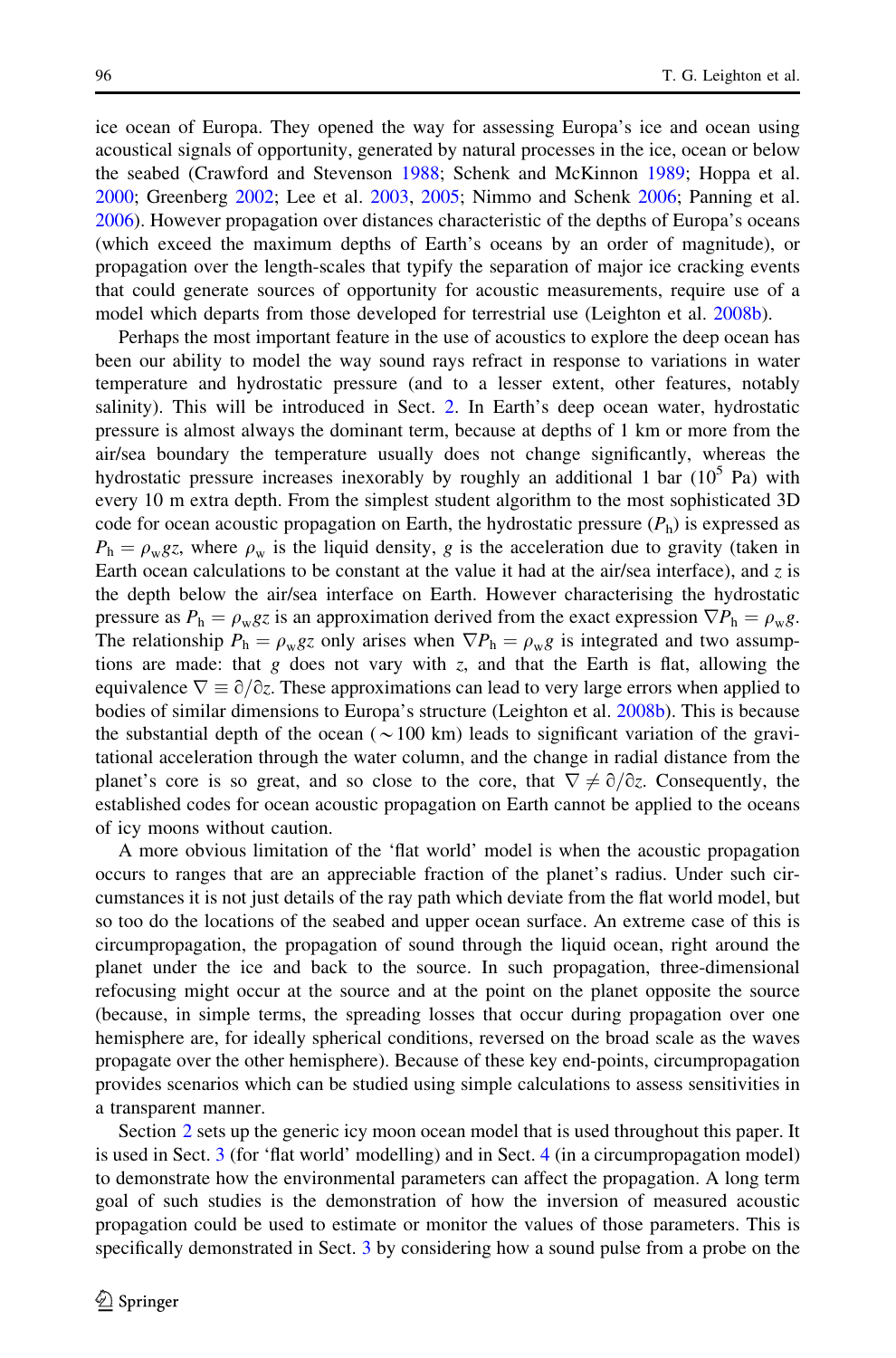ice ocean of Europa. They opened the way for assessing Europa's ice and ocean using acoustical signals of opportunity, generated by natural processes in the ice, ocean or below the seabed (Crawford and Stevenson 1988; Schenk and McKinnon 1989; Hoppa et al. 2000; Greenberg 2002; Lee et al. 2003, 2005; Nimmo and Schenk 2006; Panning et al. 2006). However propagation over distances characteristic of the depths of Europa's oceans (which exceed the maximum depths of Earth's oceans by an order of magnitude), or propagation over the length-scales that typify the separation of major ice cracking events that could generate sources of opportunity for acoustic measurements, require use of a model which departs from those developed for terrestrial use (Leighton et al. 2008b).

Perhaps the most important feature in the use of acoustics to explore the deep ocean has been our ability to model the way sound rays refract in response to variations in water temperature and hydrostatic pressure (and to a lesser extent, other features, notably salinity). This will be introduced in Sect. 2. In Earth's deep ocean water, hydrostatic pressure is almost always the dominant term, because at depths of 1 km or more from the air/sea boundary the temperature usually does not change significantly, whereas the hydrostatic pressure increases inexorably by roughly an additional 1 bar ($10^5$ Pa) with every 10 m extra depth. From the simplest student algorithm to the most sophisticated 3D code for ocean acoustic propagation on Earth, the hydrostatic pressure ($P_h$) is expressed as $P_h = \rho_w g z$, where $\rho_w$ is the liquid density, $g$ is the acceleration due to gravity (taken in Earth ocean calculations to be constant at the value it had at the air/sea interface), and $z$ is the depth below the air/sea interface on Earth. However characterising the hydrostatic pressure as $P_h = \rho_w g z$ is an approximation derived from the exact expression $\nabla P_h = \rho_w g$. The relationship $P_h = \rho_w g z$ only arises when $\nabla P_h = \rho_w g$ is integrated and two assumptions are made: that $g$ does not vary with $z$, and that the Earth is flat, allowing the equivalence $\nabla \equiv \partial/\partial z$. These approximations can lead to very large errors when applied to bodies of similar dimensions to Europa's structure (Leighton et al. 2008b). This is because the substantial depth of the ocean ($\sim$100 km) leads to significant variation of the gravitational acceleration through the water column, and the change in radial distance from the planet's core is so great, and so close to the core, that $\nabla \neq \partial/\partial z$. Consequently, the established codes for ocean acoustic propagation on Earth cannot be applied to the oceans of icy moons without caution.

A more obvious limitation of the 'flat world' model is when the acoustic propagation occurs to ranges that are an appreciable fraction of the planet's radius. Under such circumstances it is not just details of the ray path which deviate from the flat world model, but so too do the locations of the seabed and upper ocean surface. An extreme case of this is circumpropagation, the propagation of sound through the liquid ocean, right around the planet under the ice and back to the source. In such propagation, three-dimensional refocusing might occur at the source and at the point on the planet opposite the source (because, in simple terms, the spreading losses that occur during propagation over one hemisphere are, for ideally spherical conditions, reversed on the broad scale as the waves propagate over the other hemisphere). Because of these key end-points, circumpropagation provides scenarios which can be studied using simple calculations to assess sensitivities in a transparent manner.

Section 2 sets up the generic icy moon ocean model that is used throughout this paper. It is used in Sect. 3 (for 'flat world' modelling) and in Sect. 4 (in a circumpropagation model) to demonstrate how the environmental parameters can affect the propagation. A long term goal of such studies is the demonstration of how the inversion of measured acoustic propagation could be used to estimate or monitor the values of those parameters. This is specifically demonstrated in Sect. 3 by considering how a sound pulse from a probe on the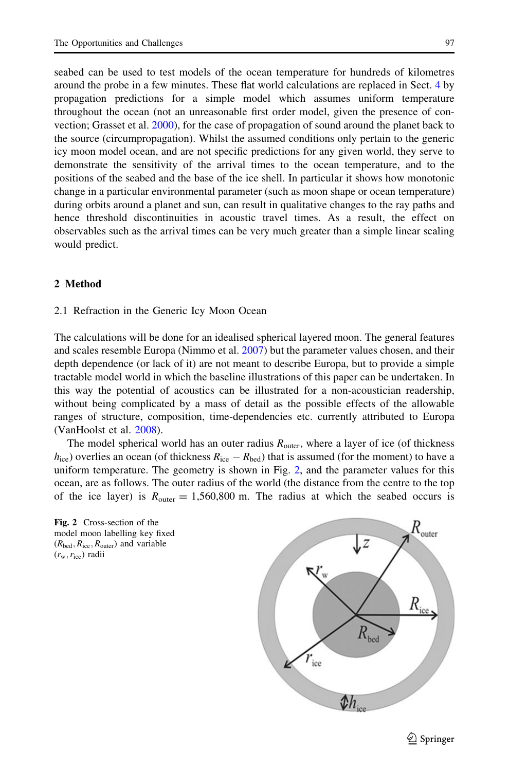seabed can be used to test models of the ocean temperature for hundreds of kilometres around the probe in a few minutes. These flat world calculations are replaced in Sect. 4 by propagation predictions for a simple model which assumes uniform temperature throughout the ocean (not an unreasonable first order model, given the presence of convection; Grasset et al. 2000), for the case of propagation of sound around the planet back to the source (circumpropagation). Whilst the assumed conditions only pertain to the generic icy moon model ocean, and are not specific predictions for any given world, they serve to demonstrate the sensitivity of the arrival times to the ocean temperature, and to the positions of the seabed and the base of the ice shell. In particular it shows how monotonic change in a particular environmental parameter (such as moon shape or ocean temperature) during orbits around a planet and sun, can result in qualitative changes to the ray paths and hence threshold discontinuities in acoustic travel times. As a result, the effect on observables such as the arrival times can be very much greater than a simple linear scaling would predict.

## 2 Method

### 2.1 Refraction in the Generic Icy Moon Ocean

The calculations will be done for an idealised spherical layered moon. The general features and scales resemble Europa (Nimmo et al. 2007) but the parameter values chosen, and their depth dependence (or lack of it) are not meant to describe Europa, but to provide a simple tractable model world in which the baseline illustrations of this paper can be undertaken. In this way the potential of acoustics can be illustrated for a non-acoustician readership, without being complicated by a mass of detail as the possible effects of the allowable ranges of structure, composition, time-dependencies etc. currently attributed to Europa (VanHoolst et al. 2008).

The model spherical world has an outer radius $R_{\mathrm{outer}}$, where a layer of ice (of thickness $h_{\mathrm{ice}}$) overlies an ocean (of thickness $R_{\mathrm{ice}} - R_{\mathrm{bed}}$) that is assumed (for the moment) to have a uniform temperature. The geometry is shown in Fig. 2, and the parameter values for this ocean, are as follows. The outer radius of the world (the distance from the centre to the top of the ice layer) is $R_{\mathrm{outer}} = 1{,}560{,}800$ m. The radius at which the seabed occurs is

**Fig. 2** Cross-section of the model moon labelling key fixed ($R_{\mathrm{bed}}, R_{\mathrm{ice}}, R_{\mathrm{outer}}$) and variable ($r_{\mathrm{w}}, r_{\mathrm{ice}}$) radii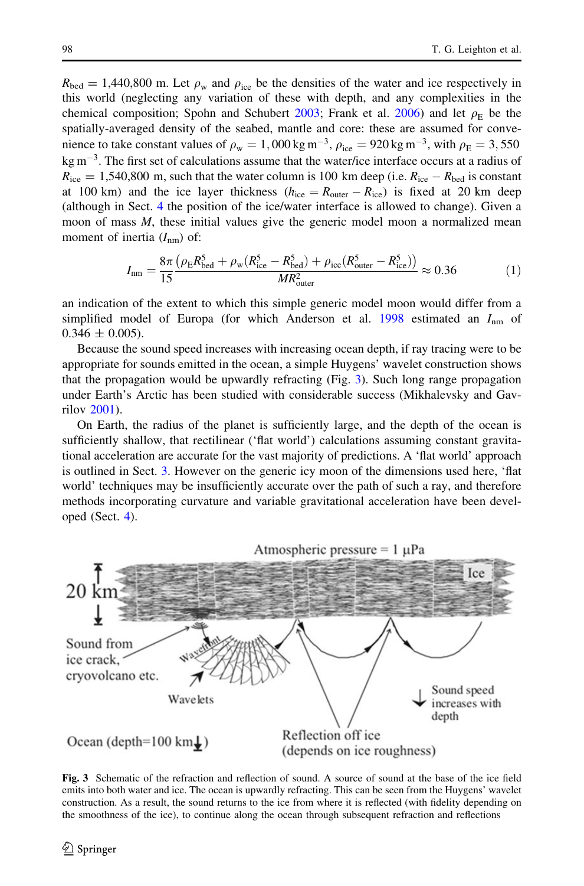$R_{bed} = 1{,}440{,}800$ m. Let $\rho_w$ and $\rho_{ice}$ be the densities of the water and ice respectively in this world (neglecting any variation of these with depth, and any complexities in the chemical composition; Spohn and Schubert 2003; Frank et al. 2006) and let $\rho_E$ be the spatially-averaged density of the seabed, mantle and core: these are assumed for convenience to take constant values of $\rho_w = 1{,}000\ \text{kg m}^{-3}$, $\rho_{ice} = 920\ \text{kg m}^{-3}$, with $\rho_E = 3{,}550\ \text{kg m}^{-3}$. The first set of calculations assume that the water/ice interface occurs at a radius of $R_{ice} = 1{,}540{,}800$ m, such that the water column is 100 km deep (i.e. $R_{ice} - R_{bed}$ is constant at 100 km) and the ice layer thickness ($h_{ice} = R_{outer} - R_{ice}$) is fixed at 20 km deep (although in Sect. 4 the position of the ice/water interface is allowed to change). Given a moon of mass $M$, these initial values give the generic model moon a normalized mean moment of inertia ($I_{nm}$) of:

$$I_{nm} = \frac{8\pi}{15} \frac{\left(\rho_E R_{bed}^5 + \rho_w (R_{ice}^5 - R_{bed}^5) + \rho_{ice}(R_{outer}^5 - R_{ice}^5)\right)}{M R_{outer}^2} \approx 0.36 \tag{1}$$

an indication of the extent to which this simple generic model moon would differ from a simplified model of Europa (for which Anderson et al. 1998 estimated an $I_{nm}$ of $0.346 \pm 0.005$).

Because the sound speed increases with increasing ocean depth, if ray tracing were to be appropriate for sounds emitted in the ocean, a simple Huygens' wavelet construction shows that the propagation would be upwardly refracting (Fig. 3). Such long range propagation under Earth's Arctic has been studied with considerable success (Mikhalevsky and Gavrilov 2001).

On Earth, the radius of the planet is sufficiently large, and the depth of the ocean is sufficiently shallow, that rectilinear ('flat world') calculations assuming constant gravitational acceleration are accurate for the vast majority of predictions. A 'flat world' approach is outlined in Sect. 3. However on the generic icy moon of the dimensions used here, 'flat world' techniques may be insufficiently accurate over the path of such a ray, and therefore methods incorporating curvature and variable gravitational acceleration have been developed (Sect. 4).

**Fig. 3** Schematic of the refraction and reflection of sound. A source of sound at the base of the ice field emits into both water and ice. The ocean is upwardly refracting. This can be seen from the Huygens' wavelet construction. As a result, the sound returns to the ice from where it is reflected (with fidelity depending on the smoothness of the ice), to continue along the ocean through subsequent refraction and reflections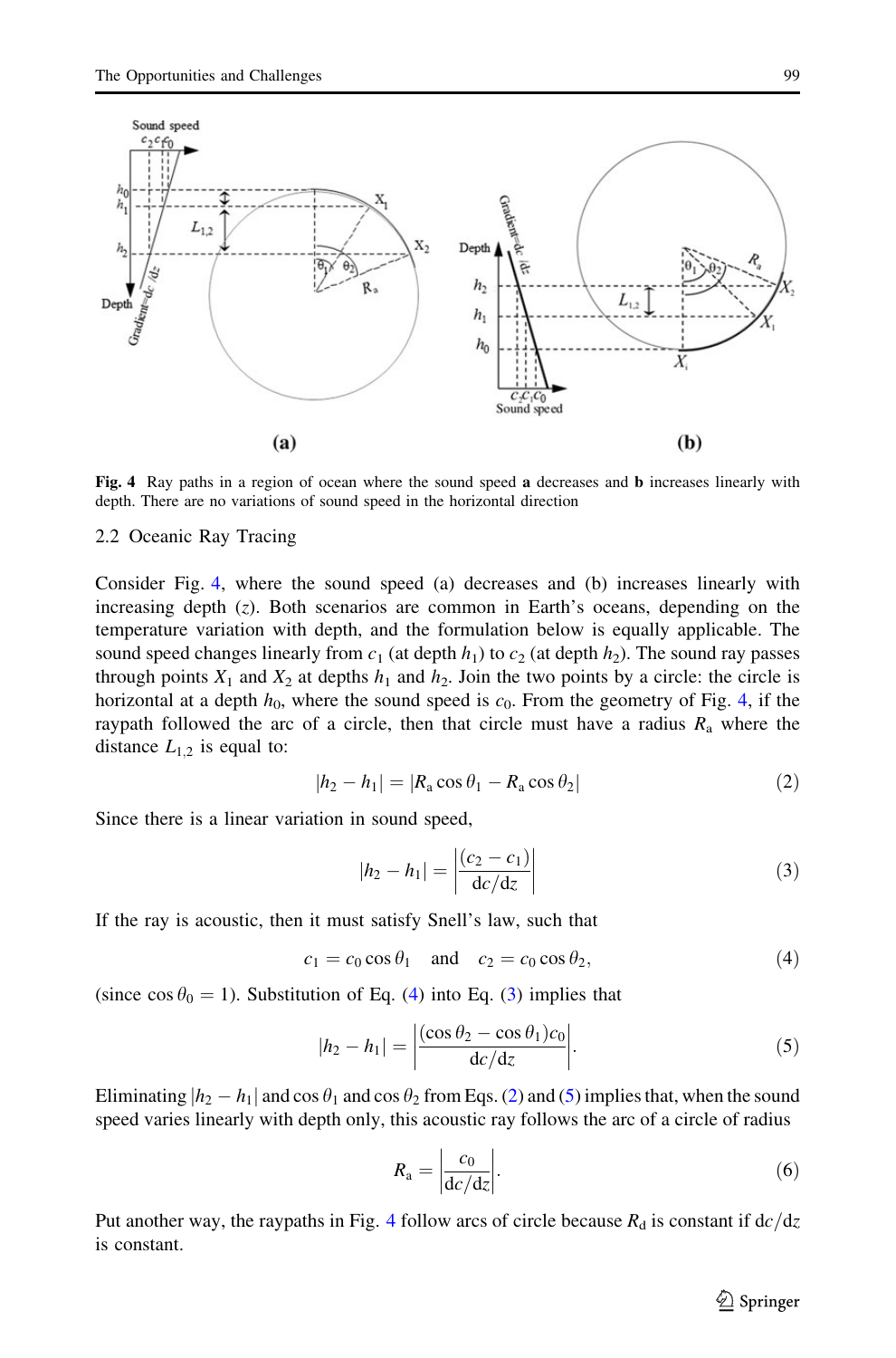**Fig. 4** Ray paths in a region of ocean where the sound speed **a** decreases and **b** increases linearly with depth. There are no variations of sound speed in the horizontal direction

### 2.2 Oceanic Ray Tracing

Consider Fig. 4, where the sound speed (a) decreases and (b) increases linearly with increasing depth ($z$). Both scenarios are common in Earth's oceans, depending on the temperature variation with depth, and the formulation below is equally applicable. The sound speed changes linearly from $c_1$ (at depth $h_1$) to $c_2$ (at depth $h_2$). The sound ray passes through points $X_1$ and $X_2$ at depths $h_1$ and $h_2$. Join the two points by a circle: the circle is horizontal at a depth $h_0$, where the sound speed is $c_0$. From the geometry of Fig. 4, if the raypath followed the arc of a circle, then that circle must have a radius $R_a$ where the distance $L_{1,2}$ is equal to:

$$|h_2 - h_1| = |R_a \cos\theta_1 - R_a \cos\theta_2| \tag{2}$$

Since there is a linear variation in sound speed,

$$|h_2 - h_1| = \left|\frac{(c_2 - c_1)}{\mathrm{d}c/\mathrm{d}z}\right| \tag{3}$$

If the ray is acoustic, then it must satisfy Snell's law, such that

$$c_1 = c_0 \cos\theta_1 \quad \text{and} \quad c_2 = c_0 \cos\theta_2, \tag{4}$$

(since $\cos\theta_0 = 1$). Substitution of Eq. (4) into Eq. (3) implies that

$$|h_2 - h_1| = \left|\frac{(\cos\theta_2 - \cos\theta_1)c_0}{\mathrm{d}c/\mathrm{d}z}\right|. \tag{5}$$

Eliminating $|h_2 - h_1|$ and $\cos\theta_1$ and $\cos\theta_2$ from Eqs. (2) and (5) implies that, when the sound speed varies linearly with depth only, this acoustic ray follows the arc of a circle of radius

$$R_a = \left|\frac{c_0}{\mathrm{d}c/\mathrm{d}z}\right|. \tag{6}$$

Put another way, the raypaths in Fig. 4 follow arcs of circle because $R_d$ is constant if $\mathrm{d}c/\mathrm{d}z$ is constant.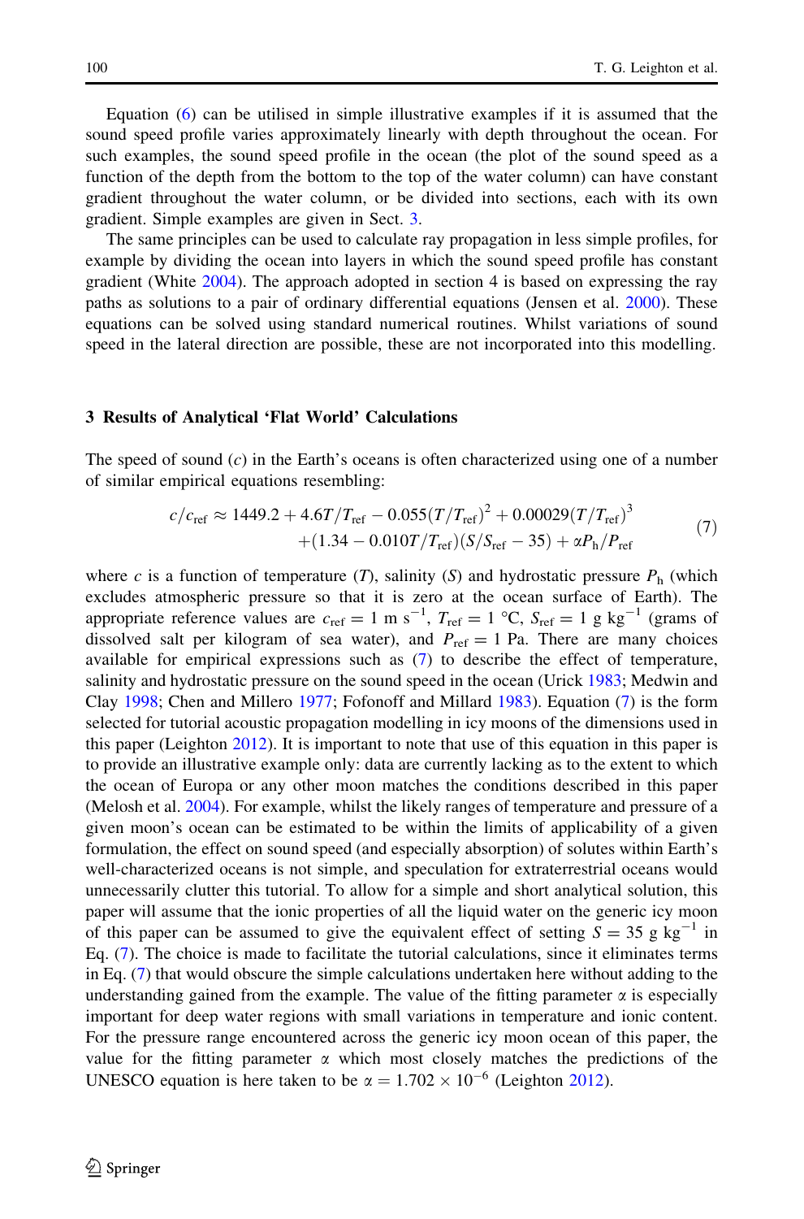Equation (6) can be utilised in simple illustrative examples if it is assumed that the sound speed profile varies approximately linearly with depth throughout the ocean. For such examples, the sound speed profile in the ocean (the plot of the sound speed as a function of the depth from the bottom to the top of the water column) can have constant gradient throughout the water column, or be divided into sections, each with its own gradient. Simple examples are given in Sect. 3.

The same principles can be used to calculate ray propagation in less simple profiles, for example by dividing the ocean into layers in which the sound speed profile has constant gradient (White 2004). The approach adopted in section 4 is based on expressing the ray paths as solutions to a pair of ordinary differential equations (Jensen et al. 2000). These equations can be solved using standard numerical routines. Whilst variations of sound speed in the lateral direction are possible, these are not incorporated into this modelling.

## 3 Results of Analytical 'Flat World' Calculations

The speed of sound ($c$) in the Earth's oceans is often characterized using one of a number of similar empirical equations resembling:

$$
\begin{aligned}
c/c_{\mathrm{ref}} \approx\ & 1449.2 + 4.6T/T_{\mathrm{ref}} - 0.055(T/T_{\mathrm{ref}})^2 + 0.00029(T/T_{\mathrm{ref}})^3 \\
& + (1.34 - 0.010T/T_{\mathrm{ref}})(S/S_{\mathrm{ref}} - 35) + \alpha P_{\mathrm{h}}/P_{\mathrm{ref}}
\end{aligned}
\tag{7}
$$

where $c$ is a function of temperature ($T$), salinity ($S$) and hydrostatic pressure $P_{\mathrm{h}}$ (which excludes atmospheric pressure so that it is zero at the ocean surface of Earth). The appropriate reference values are $c_{\mathrm{ref}} = 1\ \mathrm{m\ s^{-1}}$, $T_{\mathrm{ref}} = 1\ ^{\circ}\mathrm{C}$, $S_{\mathrm{ref}} = 1\ \mathrm{g\ kg^{-1}}$ (grams of dissolved salt per kilogram of sea water), and $P_{\mathrm{ref}} = 1$ Pa. There are many choices available for empirical expressions such as (7) to describe the effect of temperature, salinity and hydrostatic pressure on the sound speed in the ocean (Urick 1983; Medwin and Clay 1998; Chen and Millero 1977; Fofonoff and Millard 1983). Equation (7) is the form selected for tutorial acoustic propagation modelling in icy moons of the dimensions used in this paper (Leighton 2012). It is important to note that use of this equation in this paper is to provide an illustrative example only: data are currently lacking as to the extent to which the ocean of Europa or any other moon matches the conditions described in this paper (Melosh et al. 2004). For example, whilst the likely ranges of temperature and pressure of a given moon's ocean can be estimated to be within the limits of applicability of a given formulation, the effect on sound speed (and especially absorption) of solutes within Earth's well-characterized oceans is not simple, and speculation for extraterrestrial oceans would unnecessarily clutter this tutorial. To allow for a simple and short analytical solution, this paper will assume that the ionic properties of all the liquid water on the generic icy moon of this paper can be assumed to give the equivalent effect of setting $S = 35\ \mathrm{g\ kg^{-1}}$ in Eq. (7). The choice is made to facilitate the tutorial calculations, since it eliminates terms in Eq. (7) that would obscure the simple calculations undertaken here without adding to the understanding gained from the example. The value of the fitting parameter $\alpha$ is especially important for deep water regions with small variations in temperature and ionic content. For the pressure range encountered across the generic icy moon ocean of this paper, the value for the fitting parameter $\alpha$ which most closely matches the predictions of the UNESCO equation is here taken to be $\alpha = 1.702 \times 10^{-6}$ (Leighton 2012).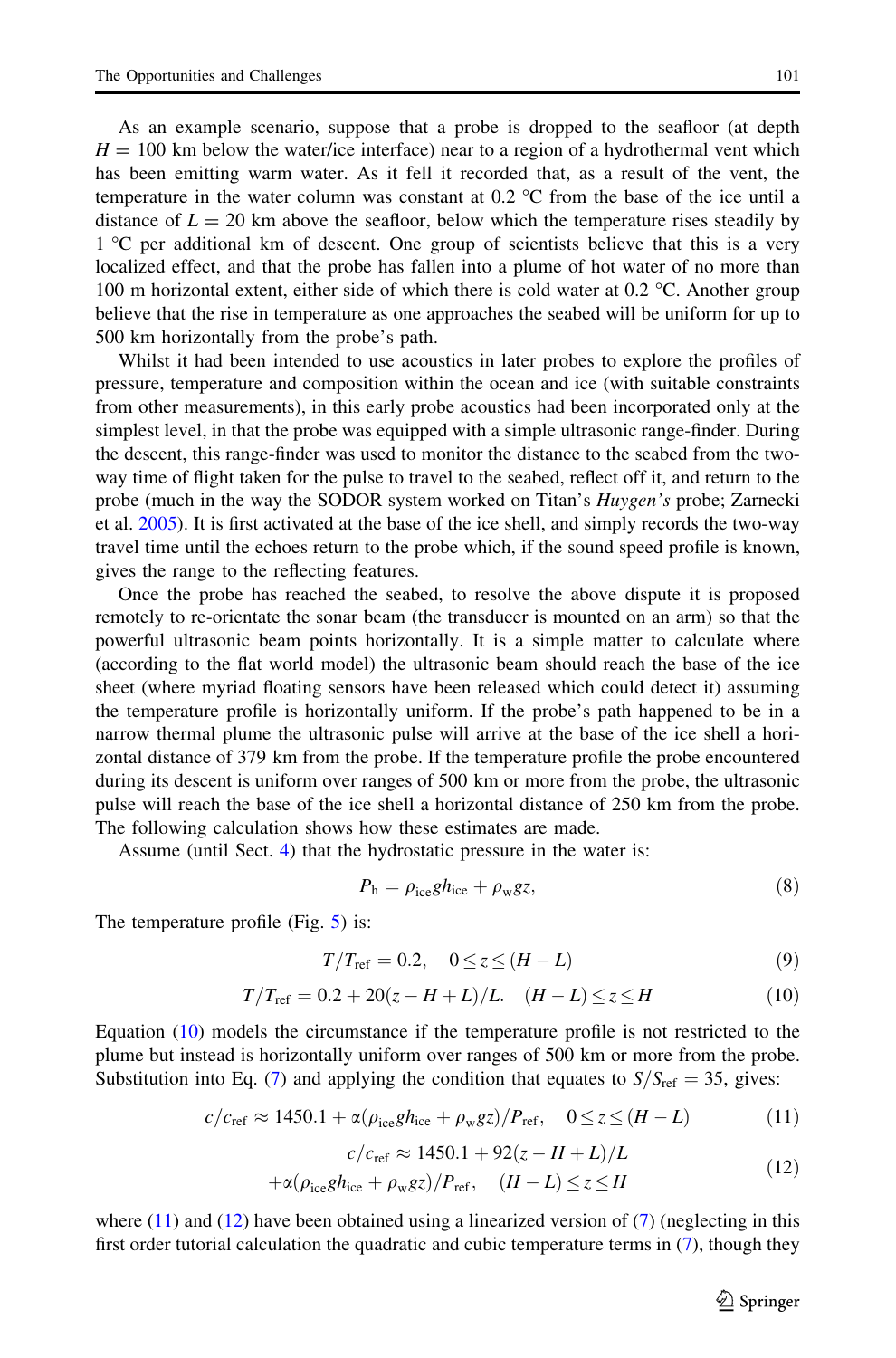As an example scenario, suppose that a probe is dropped to the seafloor (at depth $H = 100$ km below the water/ice interface) near to a region of a hydrothermal vent which has been emitting warm water. As it fell it recorded that, as a result of the vent, the temperature in the water column was constant at 0.2 °C from the base of the ice until a distance of $L = 20$ km above the seafloor, below which the temperature rises steadily by 1 °C per additional km of descent. One group of scientists believe that this is a very localized effect, and that the probe has fallen into a plume of hot water of no more than 100 m horizontal extent, either side of which there is cold water at 0.2 °C. Another group believe that the rise in temperature as one approaches the seabed will be uniform for up to 500 km horizontally from the probe's path.

Whilst it had been intended to use acoustics in later probes to explore the profiles of pressure, temperature and composition within the ocean and ice (with suitable constraints from other measurements), in this early probe acoustics had been incorporated only at the simplest level, in that the probe was equipped with a simple ultrasonic range-finder. During the descent, this range-finder was used to monitor the distance to the seabed from the two-way time of flight taken for the pulse to travel to the seabed, reflect off it, and return to the probe (much in the way the SODOR system worked on Titan's *Huygen's* probe; Zarnecki et al. 2005). It is first activated at the base of the ice shell, and simply records the two-way travel time until the echoes return to the probe which, if the sound speed profile is known, gives the range to the reflecting features.

Once the probe has reached the seabed, to resolve the above dispute it is proposed remotely to re-orientate the sonar beam (the transducer is mounted on an arm) so that the powerful ultrasonic beam points horizontally. It is a simple matter to calculate where (according to the flat world model) the ultrasonic beam should reach the base of the ice sheet (where myriad floating sensors have been released which could detect it) assuming the temperature profile is horizontally uniform. If the probe's path happened to be in a narrow thermal plume the ultrasonic pulse will arrive at the base of the ice shell a horizontal distance of 379 km from the probe. If the temperature profile the probe encountered during its descent is uniform over ranges of 500 km or more from the probe, the ultrasonic pulse will reach the base of the ice shell a horizontal distance of 250 km from the probe. The following calculation shows how these estimates are made.

Assume (until Sect. 4) that the hydrostatic pressure in the water is:

$$P_{\mathrm{h}} = \rho_{\mathrm{ice}} g h_{\mathrm{ice}} + \rho_{\mathrm{w}} g z, \tag{8}$$

The temperature profile (Fig. 5) is:

$$T/T_{\mathrm{ref}} = 0.2, \quad 0 \le z \le (H - L) \tag{9}$$

$$T/T_{\mathrm{ref}} = 0.2 + 20(z - H + L)/L. \quad (H - L) \le z \le H \tag{10}$$

Equation (10) models the circumstance if the temperature profile is not restricted to the plume but instead is horizontally uniform over ranges of 500 km or more from the probe. Substitution into Eq. (7) and applying the condition that equates to $S/S_{\mathrm{ref}} = 35$, gives:

$$c/c_{\mathrm{ref}} \approx 1450.1 + \alpha(\rho_{\mathrm{ice}} g h_{\mathrm{ice}} + \rho_{\mathrm{w}} g z)/P_{\mathrm{ref}}, \quad 0 \le z \le (H - L) \tag{11}$$

$$\begin{aligned} c/c_{\mathrm{ref}} &\approx 1450.1 + 92(z - H + L)/L \\ &+ \alpha(\rho_{\mathrm{ice}} g h_{\mathrm{ice}} + \rho_{\mathrm{w}} g z)/P_{\mathrm{ref}}, \quad (H - L) \le z \le H \end{aligned} \tag{12}$$

where (11) and (12) have been obtained using a linearized version of (7) (neglecting in this first order tutorial calculation the quadratic and cubic temperature terms in (7), though they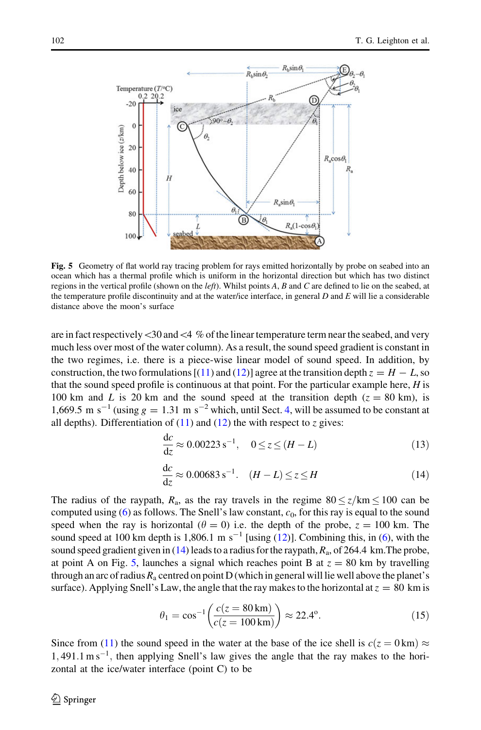**Fig. 5** Geometry of flat world ray tracing problem for rays emitted horizontally by probe on seabed into an ocean which has a thermal profile which is uniform in the horizontal direction but which has two distinct regions in the vertical profile (shown on the *left*). Whilst points *A*, *B* and *C* are defined to lie on the seabed, at the temperature profile discontinuity and at the water/ice interface, in general *D* and *E* will lie a considerable distance above the moon's surface

are in fact respectively <30 and <4 % of the linear temperature term near the seabed, and very much less over most of the water column). As a result, the sound speed gradient is constant in the two regimes, i.e. there is a piece-wise linear model of sound speed. In addition, by construction, the two formulations [(11) and (12)] agree at the transition depth $z = H - L$, so that the sound speed profile is continuous at that point. For the particular example here, $H$ is 100 km and $L$ is 20 km and the sound speed at the transition depth ($z = 80$ km), is 1,669.5 m s$^{-1}$ (using $g = 1.31$ m s$^{-2}$ which, until Sect. 4, will be assumed to be constant at all depths). Differentiation of (11) and (12) the with respect to $z$ gives:

$$\frac{dc}{dz} \approx 0.00223\,\mathrm{s}^{-1}, \quad 0 \leq z \leq (H - L) \tag{13}$$

$$\frac{dc}{dz} \approx 0.00683\,\mathrm{s}^{-1}. \quad (H - L) \leq z \leq H \tag{14}$$

The radius of the raypath, $R_a$, as the ray travels in the regime $80 \leq z/\mathrm{km} \leq 100$ can be computed using (6) as follows. The Snell's law constant, $c_0$, for this ray is equal to the sound speed when the ray is horizontal ($\theta = 0$) i.e. the depth of the probe, $z = 100$ km. The sound speed at 100 km depth is 1,806.1 m s$^{-1}$ [using (12)]. Combining this, in (6), with the sound speed gradient given in (14) leads to a radius for the raypath, $R_a$, of 264.4 km.The probe, at point A on Fig. 5, launches a signal which reaches point B at $z = 80$ km by travelling through an arc of radius $R_a$ centred on point D (which in general will lie well above the planet's surface). Applying Snell's Law, the angle that the ray makes to the horizontal at $z = 80$ km is

$$\theta_1 = \cos^{-1}\left(\frac{c(z = 80\,\mathrm{km})}{c(z = 100\,\mathrm{km})}\right) \approx 22.4^{\circ}. \tag{15}$$

Since from (11) the sound speed in the water at the base of the ice shell is $c(z = 0\,\mathrm{km}) \approx 1,491.1\,\mathrm{m\,s}^{-1}$, then applying Snell's law gives the angle that the ray makes to the horizontal at the ice/water interface (point C) to be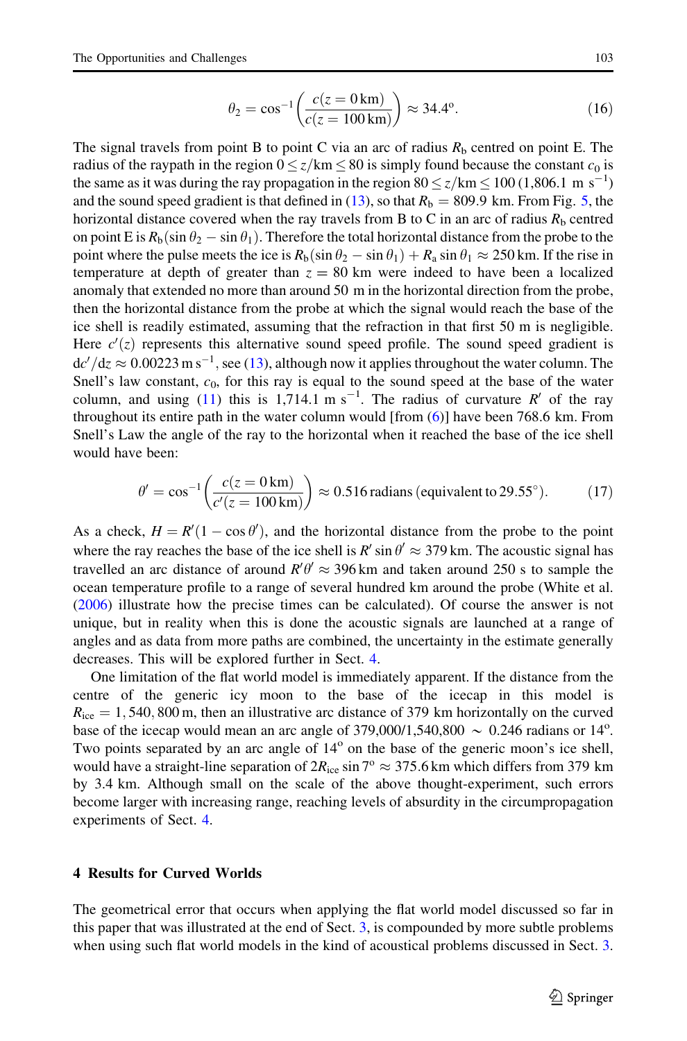$$\theta_2 = \cos^{-1}\left(\frac{c(z = 0\,\text{km})}{c(z = 100\,\text{km})}\right) \approx 34.4^{\text{o}}. \tag{16}$$

The signal travels from point B to point C via an arc of radius $R_\text{b}$ centred on point E. The radius of the raypath in the region $0 \leq z/\text{km} \leq 80$ is simply found because the constant $c_0$ is the same as it was during the ray propagation in the region $80 \leq z/\text{km} \leq 100$ (1,806.1 m s$^{-1}$) and the sound speed gradient is that defined in (13), so that $R_\text{b} = 809.9$ km. From Fig. 5, the horizontal distance covered when the ray travels from B to C in an arc of radius $R_\text{b}$ centred on point E is $R_\text{b}(\sin\theta_2 - \sin\theta_1)$. Therefore the total horizontal distance from the probe to the point where the pulse meets the ice is $R_\text{b}(\sin\theta_2 - \sin\theta_1) + R_\text{a}\sin\theta_1 \approx 250$ km. If the rise in temperature at depth of greater than $z = 80$ km were indeed to have been a localized anomaly that extended no more than around 50 m in the horizontal direction from the probe, then the horizontal distance from the probe at which the signal would reach the base of the ice shell is readily estimated, assuming that the refraction in that first 50 m is negligible. Here $c'(z)$ represents this alternative sound speed profile. The sound speed gradient is $\text{d}c'/\text{d}z \approx 0.00223\,\text{m s}^{-1}$, see (13), although now it applies throughout the water column. The Snell's law constant, $c_0$, for this ray is equal to the sound speed at the base of the water column, and using (11) this is 1,714.1 m s$^{-1}$. The radius of curvature $R'$ of the ray throughout its entire path in the water column would [from (6)] have been 768.6 km. From Snell's Law the angle of the ray to the horizontal when it reached the base of the ice shell would have been:

$$\theta' = \cos^{-1}\left(\frac{c(z = 0\,\text{km})}{c'(z = 100\,\text{km})}\right) \approx 0.516\,\text{radians (equivalent to } 29.55^{\circ}). \tag{17}$$

As a check, $H = R'(1 - \cos\theta')$, and the horizontal distance from the probe to the point where the ray reaches the base of the ice shell is $R'\sin\theta' \approx 379$ km. The acoustic signal has travelled an arc distance of around $R'\theta' \approx 396$ km and taken around 250 s to sample the ocean temperature profile to a range of several hundred km around the probe (White et al. (2006) illustrate how the precise times can be calculated). Of course the answer is not unique, but in reality when this is done the acoustic signals are launched at a range of angles and as data from more paths are combined, the uncertainty in the estimate generally decreases. This will be explored further in Sect. 4.

One limitation of the flat world model is immediately apparent. If the distance from the centre of the generic icy moon to the base of the icecap in this model is $R_\text{ice} = 1,540,800$ m, then an illustrative arc distance of 379 km horizontally on the curved base of the icecap would mean an arc angle of 379,000/1,540,800 $\sim$ 0.246 radians or 14$^{\text{o}}$. Two points separated by an arc angle of 14$^{\text{o}}$ on the base of the generic moon's ice shell, would have a straight-line separation of $2R_\text{ice}\sin 7^{\text{o}} \approx 375.6$ km which differs from 379 km by 3.4 km. Although small on the scale of the above thought-experiment, such errors become larger with increasing range, reaching levels of absurdity in the circumpropagation experiments of Sect. 4.

## 4 Results for Curved Worlds

The geometrical error that occurs when applying the flat world model discussed so far in this paper that was illustrated at the end of Sect. 3, is compounded by more subtle problems when using such flat world models in the kind of acoustical problems discussed in Sect. 3.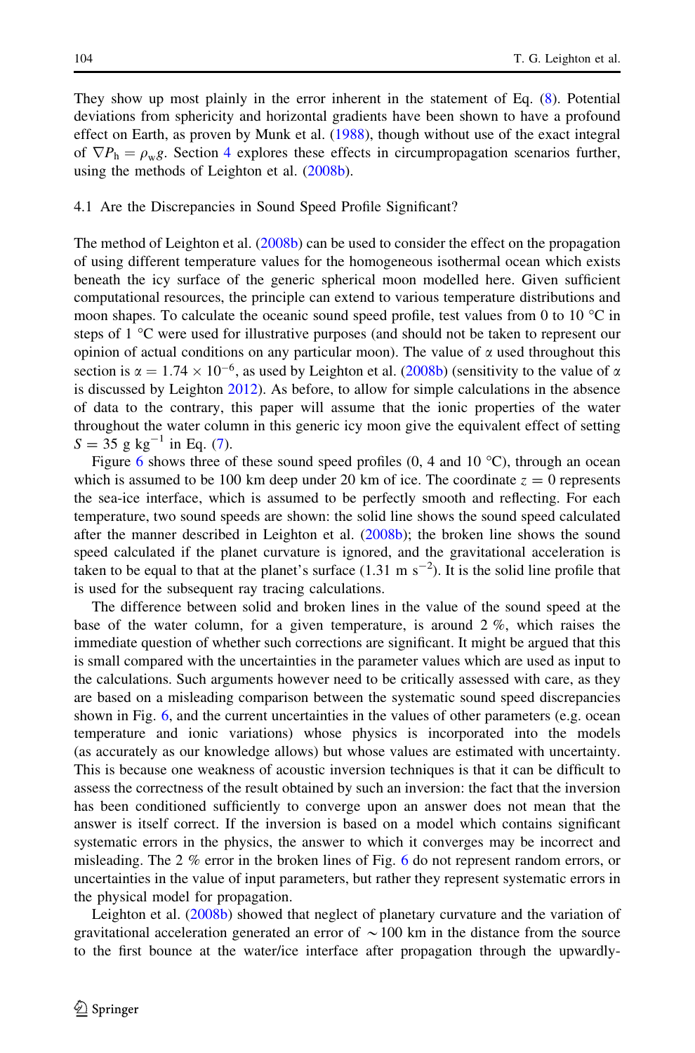They show up most plainly in the error inherent in the statement of Eq. (8). Potential deviations from sphericity and horizontal gradients have been shown to have a profound effect on Earth, as proven by Munk et al. (1988), though without use of the exact integral of $\nabla P_\mathrm{h} = \rho_\mathrm{w} g$. Section 4 explores these effects in circumpropagation scenarios further, using the methods of Leighton et al. (2008b).

### 4.1 Are the Discrepancies in Sound Speed Profile Significant?

The method of Leighton et al. (2008b) can be used to consider the effect on the propagation of using different temperature values for the homogeneous isothermal ocean which exists beneath the icy surface of the generic spherical moon modelled here. Given sufficient computational resources, the principle can extend to various temperature distributions and moon shapes. To calculate the oceanic sound speed profile, test values from 0 to 10 °C in steps of 1 °C were used for illustrative purposes (and should not be taken to represent our opinion of actual conditions on any particular moon). The value of $\alpha$ used throughout this section is $\alpha = 1.74 \times 10^{-6}$, as used by Leighton et al. (2008b) (sensitivity to the value of $\alpha$ is discussed by Leighton 2012). As before, to allow for simple calculations in the absence of data to the contrary, this paper will assume that the ionic properties of the water throughout the water column in this generic icy moon give the equivalent effect of setting $S = 35$ g kg$^{-1}$ in Eq. (7).

Figure 6 shows three of these sound speed profiles (0, 4 and 10 °C), through an ocean which is assumed to be 100 km deep under 20 km of ice. The coordinate $z = 0$ represents the sea-ice interface, which is assumed to be perfectly smooth and reflecting. For each temperature, two sound speeds are shown: the solid line shows the sound speed calculated after the manner described in Leighton et al. (2008b); the broken line shows the sound speed calculated if the planet curvature is ignored, and the gravitational acceleration is taken to be equal to that at the planet's surface (1.31 m s$^{-2}$). It is the solid line profile that is used for the subsequent ray tracing calculations.

The difference between solid and broken lines in the value of the sound speed at the base of the water column, for a given temperature, is around 2 %, which raises the immediate question of whether such corrections are significant. It might be argued that this is small compared with the uncertainties in the parameter values which are used as input to the calculations. Such arguments however need to be critically assessed with care, as they are based on a misleading comparison between the systematic sound speed discrepancies shown in Fig. 6, and the current uncertainties in the values of other parameters (e.g. ocean temperature and ionic variations) whose physics is incorporated into the models (as accurately as our knowledge allows) but whose values are estimated with uncertainty. This is because one weakness of acoustic inversion techniques is that it can be difficult to assess the correctness of the result obtained by such an inversion: the fact that the inversion has been conditioned sufficiently to converge upon an answer does not mean that the answer is itself correct. If the inversion is based on a model which contains significant systematic errors in the physics, the answer to which it converges may be incorrect and misleading. The 2 % error in the broken lines of Fig. 6 do not represent random errors, or uncertainties in the value of input parameters, but rather they represent systematic errors in the physical model for propagation.

Leighton et al. (2008b) showed that neglect of planetary curvature and the variation of gravitational acceleration generated an error of ~100 km in the distance from the source to the first bounce at the water/ice interface after propagation through the upwardly-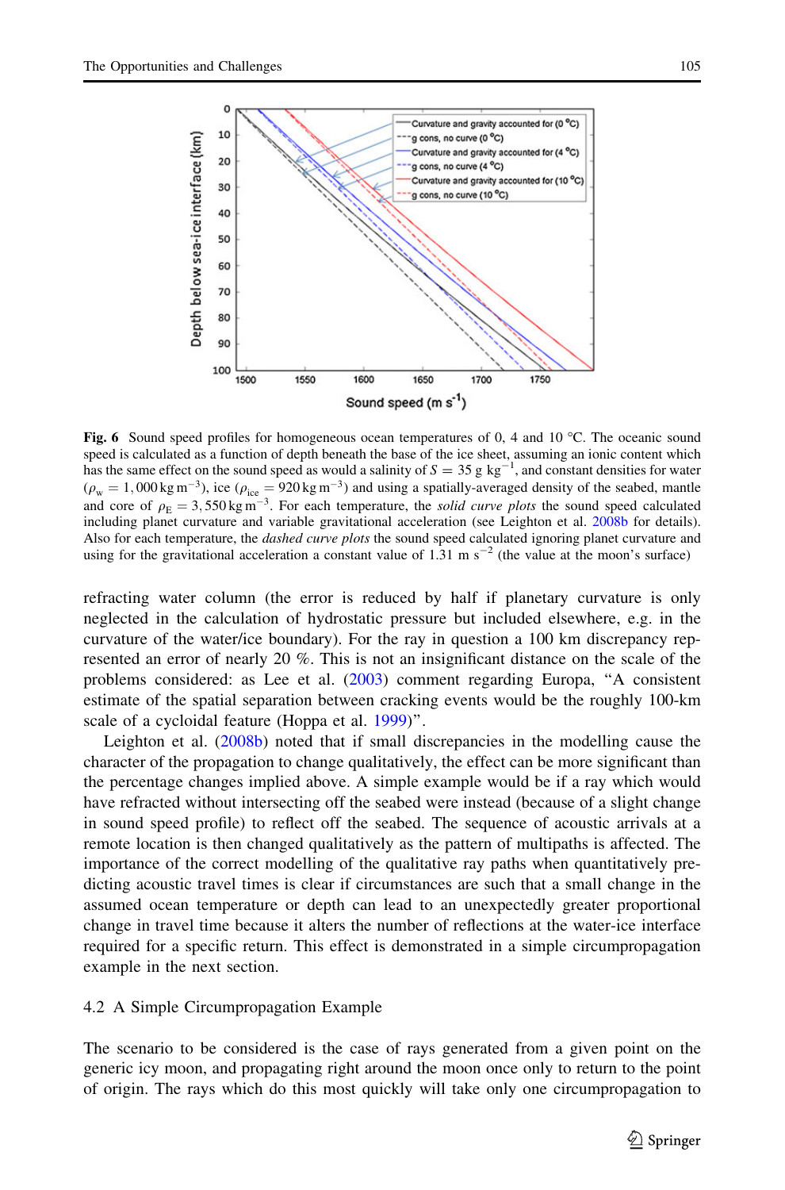**Fig. 6** Sound speed profiles for homogeneous ocean temperatures of 0, 4 and 10 °C. The oceanic sound speed is calculated as a function of depth beneath the base of the ice sheet, assuming an ionic content which has the same effect on the sound speed as would a salinity of $S = 35$ g kg$^{-1}$, and constant densities for water ($\rho_w = 1{,}000\,\text{kg m}^{-3}$), ice ($\rho_{ice} = 920\,\text{kg m}^{-3}$) and using a spatially-averaged density of the seabed, mantle and core of $\rho_E = 3{,}550\,\text{kg m}^{-3}$. For each temperature, the *solid curve plots* the sound speed calculated including planet curvature and variable gravitational acceleration (see Leighton et al. 2008b for details). Also for each temperature, the *dashed curve plots* the sound speed calculated ignoring planet curvature and using for the gravitational acceleration a constant value of 1.31 m s$^{-2}$ (the value at the moon's surface)

refracting water column (the error is reduced by half if planetary curvature is only neglected in the calculation of hydrostatic pressure but included elsewhere, e.g. in the curvature of the water/ice boundary). For the ray in question a 100 km discrepancy represented an error of nearly 20 %. This is not an insignificant distance on the scale of the problems considered: as Lee et al. (2003) comment regarding Europa, "A consistent estimate of the spatial separation between cracking events would be the roughly 100-km scale of a cycloidal feature (Hoppa et al. 1999)".

Leighton et al. (2008b) noted that if small discrepancies in the modelling cause the character of the propagation to change qualitatively, the effect can be more significant than the percentage changes implied above. A simple example would be if a ray which would have refracted without intersecting off the seabed were instead (because of a slight change in sound speed profile) to reflect off the seabed. The sequence of acoustic arrivals at a remote location is then changed qualitatively as the pattern of multipaths is affected. The importance of the correct modelling of the qualitative ray paths when quantitatively predicting acoustic travel times is clear if circumstances are such that a small change in the assumed ocean temperature or depth can lead to an unexpectedly greater proportional change in travel time because it alters the number of reflections at the water-ice interface required for a specific return. This effect is demonstrated in a simple circumpropagation example in the next section.

### 4.2 A Simple Circumpropagation Example

The scenario to be considered is the case of rays generated from a given point on the generic icy moon, and propagating right around the moon once only to return to the point of origin. The rays which do this most quickly will take only one circumpropagation to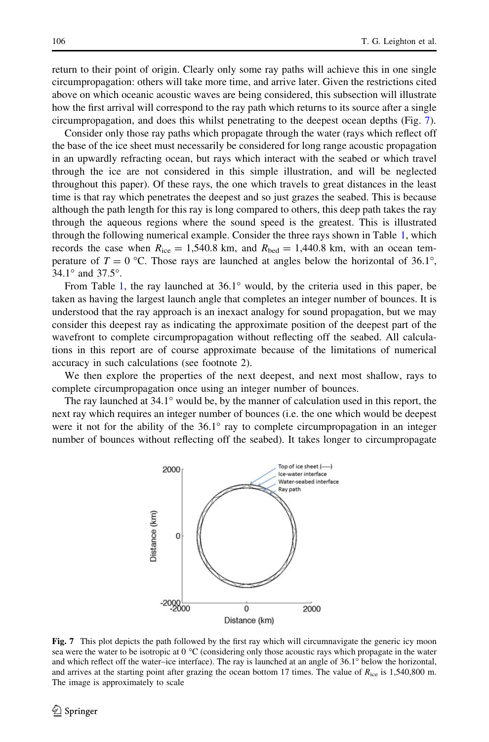return to their point of origin. Clearly only some ray paths will achieve this in one single circumpropagation: others will take more time, and arrive later. Given the restrictions cited above on which oceanic acoustic waves are being considered, this subsection will illustrate how the first arrival will correspond to the ray path which returns to its source after a single circumpropagation, and does this whilst penetrating to the deepest ocean depths (Fig. 7).

Consider only those ray paths which propagate through the water (rays which reflect off the base of the ice sheet must necessarily be considered for long range acoustic propagation in an upwardly refracting ocean, but rays which interact with the seabed or which travel through the ice are not considered in this simple illustration, and will be neglected throughout this paper). Of these rays, the one which travels to great distances in the least time is that ray which penetrates the deepest and so just grazes the seabed. This is because although the path length for this ray is long compared to others, this deep path takes the ray through the aqueous regions where the sound speed is the greatest. This is illustrated through the following numerical example. Consider the three rays shown in Table 1, which records the case when $R_{\mathrm{ice}} = 1{,}540.8$ km, and $R_{\mathrm{bed}} = 1{,}440.8$ km, with an ocean temperature of $T = 0$ °C. Those rays are launched at angles below the horizontal of 36.1°, 34.1° and 37.5°.

From Table 1, the ray launched at 36.1° would, by the criteria used in this paper, be taken as having the largest launch angle that completes an integer number of bounces. It is understood that the ray approach is an inexact analogy for sound propagation, but we may consider this deepest ray as indicating the approximate position of the deepest part of the wavefront to complete circumpropagation without reflecting off the seabed. All calculations in this report are of course approximate because of the limitations of numerical accuracy in such calculations (see footnote 2).

We then explore the properties of the next deepest, and next most shallow, rays to complete circumpropagation once using an integer number of bounces.

The ray launched at 34.1° would be, by the manner of calculation used in this report, the next ray which requires an integer number of bounces (i.e. the one which would be deepest were it not for the ability of the 36.1° ray to complete circumpropagation in an integer number of bounces without reflecting off the seabed). It takes longer to circumpropagate

**Fig. 7** This plot depicts the path followed by the first ray which will circumnavigate the generic icy moon sea were the water to be isotropic at 0 °C (considering only those acoustic rays which propagate in the water and which reflect off the water–ice interface). The ray is launched at an angle of 36.1° below the horizontal, and arrives at the starting point after grazing the ocean bottom 17 times. The value of $R_{\mathrm{ice}}$ is 1,540,800 m. The image is approximately to scale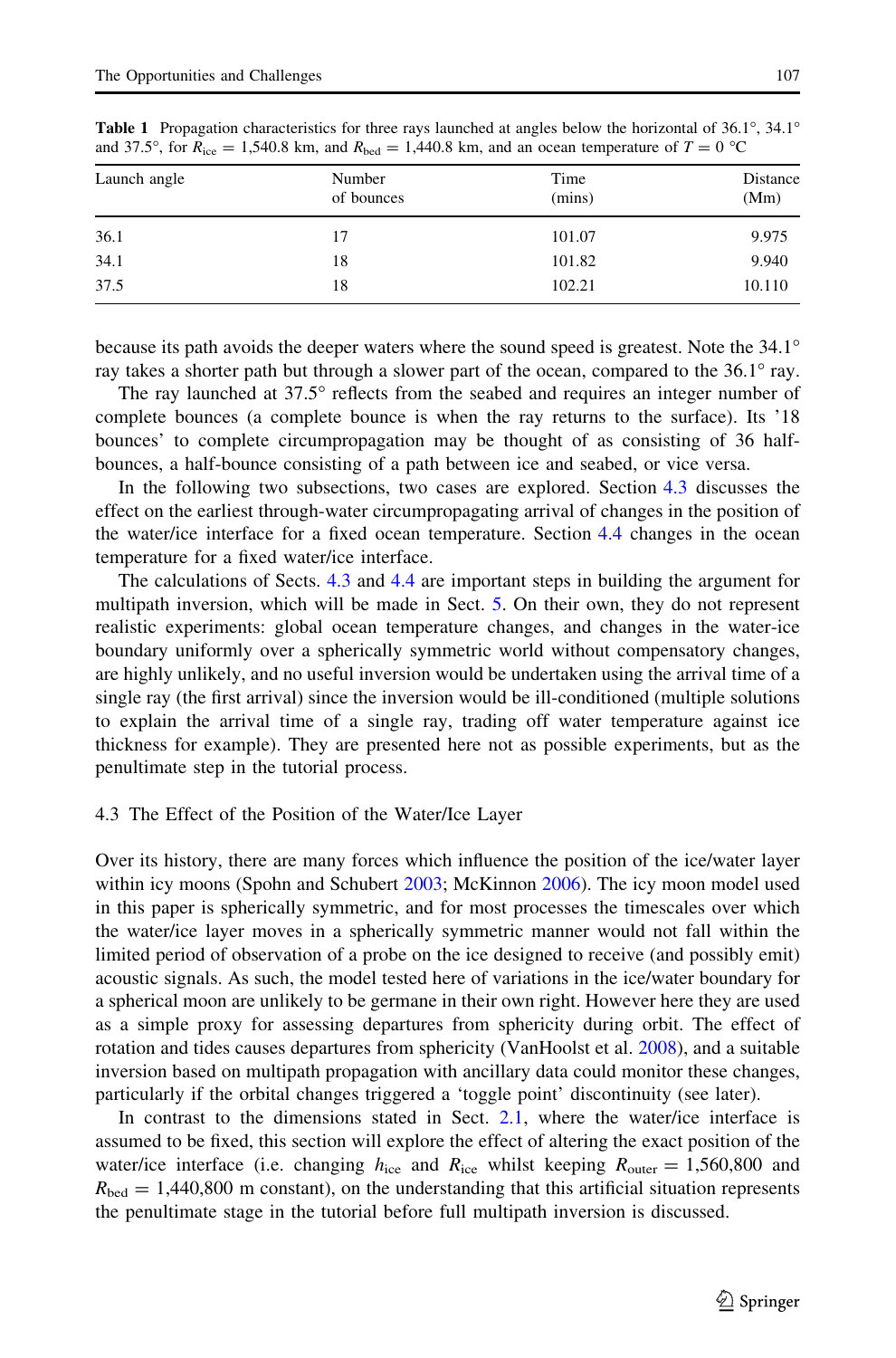**Table 1** Propagation characteristics for three rays launched at angles below the horizontal of 36.1°, 34.1° and 37.5°, for $R_{ice}$ = 1,540.8 km, and $R_{bed}$ = 1,440.8 km, and an ocean temperature of $T = 0$ °C

| Launch angle | Number of bounces | Time (mins) | Distance (Mm) |
|---|---|---|---|
| 36.1 | 17 | 101.07 | 9.975 |
| 34.1 | 18 | 101.82 | 9.940 |
| 37.5 | 18 | 102.21 | 10.110 |

because its path avoids the deeper waters where the sound speed is greatest. Note the 34.1° ray takes a shorter path but through a slower part of the ocean, compared to the 36.1° ray.

The ray launched at 37.5° reflects from the seabed and requires an integer number of complete bounces (a complete bounce is when the ray returns to the surface). Its '18 bounces' to complete circumpropagation may be thought of as consisting of 36 half-bounces, a half-bounce consisting of a path between ice and seabed, or vice versa.

In the following two subsections, two cases are explored. Section 4.3 discusses the effect on the earliest through-water circumpropagating arrival of changes in the position of the water/ice interface for a fixed ocean temperature. Section 4.4 changes in the ocean temperature for a fixed water/ice interface.

The calculations of Sects. 4.3 and 4.4 are important steps in building the argument for multipath inversion, which will be made in Sect. 5. On their own, they do not represent realistic experiments: global ocean temperature changes, and changes in the water-ice boundary uniformly over a spherically symmetric world without compensatory changes, are highly unlikely, and no useful inversion would be undertaken using the arrival time of a single ray (the first arrival) since the inversion would be ill-conditioned (multiple solutions to explain the arrival time of a single ray, trading off water temperature against ice thickness for example). They are presented here not as possible experiments, but as the penultimate step in the tutorial process.

### 4.3 The Effect of the Position of the Water/Ice Layer

Over its history, there are many forces which influence the position of the ice/water layer within icy moons (Spohn and Schubert 2003; McKinnon 2006). The icy moon model used in this paper is spherically symmetric, and for most processes the timescales over which the water/ice layer moves in a spherically symmetric manner would not fall within the limited period of observation of a probe on the ice designed to receive (and possibly emit) acoustic signals. As such, the model tested here of variations in the ice/water boundary for a spherical moon are unlikely to be germane in their own right. However here they are used as a simple proxy for assessing departures from sphericity during orbit. The effect of rotation and tides causes departures from sphericity (VanHoolst et al. 2008), and a suitable inversion based on multipath propagation with ancillary data could monitor these changes, particularly if the orbital changes triggered a 'toggle point' discontinuity (see later).

In contrast to the dimensions stated in Sect. 2.1, where the water/ice interface is assumed to be fixed, this section will explore the effect of altering the exact position of the water/ice interface (i.e. changing $h_{ice}$ and $R_{ice}$ whilst keeping $R_{outer}$ = 1,560,800 and $R_{bed}$ = 1,440,800 m constant), on the understanding that this artificial situation represents the penultimate stage in the tutorial before full multipath inversion is discussed.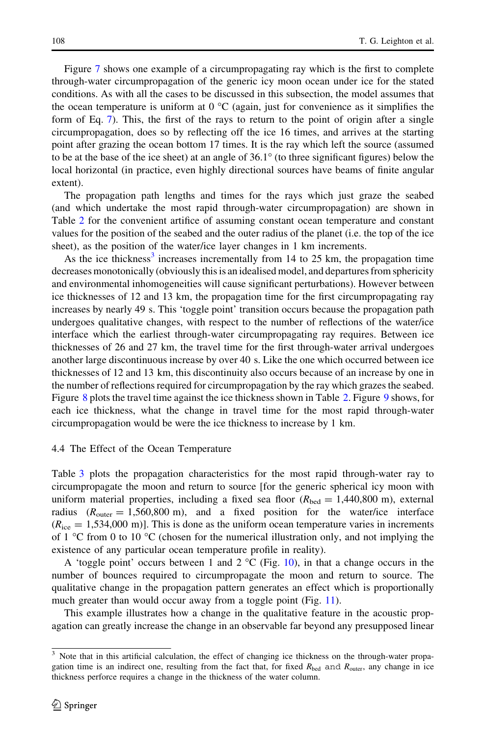Figure 7 shows one example of a circumpropagating ray which is the first to complete through-water circumpropagation of the generic icy moon ocean under ice for the stated conditions. As with all the cases to be discussed in this subsection, the model assumes that the ocean temperature is uniform at 0 °C (again, just for convenience as it simplifies the form of Eq. 7). This, the first of the rays to return to the point of origin after a single circumpropagation, does so by reflecting off the ice 16 times, and arrives at the starting point after grazing the ocean bottom 17 times. It is the ray which left the source (assumed to be at the base of the ice sheet) at an angle of 36.1° (to three significant figures) below the local horizontal (in practice, even highly directional sources have beams of finite angular extent).

The propagation path lengths and times for the rays which just graze the seabed (and which undertake the most rapid through-water circumpropagation) are shown in Table 2 for the convenient artifice of assuming constant ocean temperature and constant values for the position of the seabed and the outer radius of the planet (i.e. the top of the ice sheet), as the position of the water/ice layer changes in 1 km increments.

As the ice thickness[3] increases incrementally from 14 to 25 km, the propagation time decreases monotonically (obviously this is an idealised model, and departures from sphericity and environmental inhomogeneities will cause significant perturbations). However between ice thicknesses of 12 and 13 km, the propagation time for the first circumpropagating ray increases by nearly 49 s. This 'toggle point' transition occurs because the propagation path undergoes qualitative changes, with respect to the number of reflections of the water/ice interface which the earliest through-water circumpropagating ray requires. Between ice thicknesses of 26 and 27 km, the travel time for the first through-water arrival undergoes another large discontinuous increase by over 40 s. Like the one which occurred between ice thicknesses of 12 and 13 km, this discontinuity also occurs because of an increase by one in the number of reflections required for circumpropagation by the ray which grazes the seabed. Figure 8 plots the travel time against the ice thickness shown in Table 2. Figure 9 shows, for each ice thickness, what the change in travel time for the most rapid through-water circumpropagation would be were the ice thickness to increase by 1 km.

### 4.4 The Effect of the Ocean Temperature

Table 3 plots the propagation characteristics for the most rapid through-water ray to circumpropagate the moon and return to source [for the generic spherical icy moon with uniform material properties, including a fixed sea floor ($R_{\text{bed}} = 1{,}440{,}800$ m), external radius ($R_{\text{outer}} = 1{,}560{,}800$ m), and a fixed position for the water/ice interface ($R_{\text{ice}} = 1{,}534{,}000$ m)]. This is done as the uniform ocean temperature varies in increments of 1 °C from 0 to 10 °C (chosen for the numerical illustration only, and not implying the existence of any particular ocean temperature profile in reality).

A 'toggle point' occurs between 1 and 2 °C (Fig. 10), in that a change occurs in the number of bounces required to circumpropagate the moon and return to source. The qualitative change in the propagation pattern generates an effect which is proportionally much greater than would occur away from a toggle point (Fig. 11).

This example illustrates how a change in the qualitative feature in the acoustic propagation can greatly increase the change in an observable far beyond any presupposed linear

---

[3] Note that in this artificial calculation, the effect of changing ice thickness on the through-water propagation time is an indirect one, resulting from the fact that, for fixed $R_{\text{bed}}$ and $R_{\text{outer}}$, any change in ice thickness perforce requires a change in the thickness of the water column.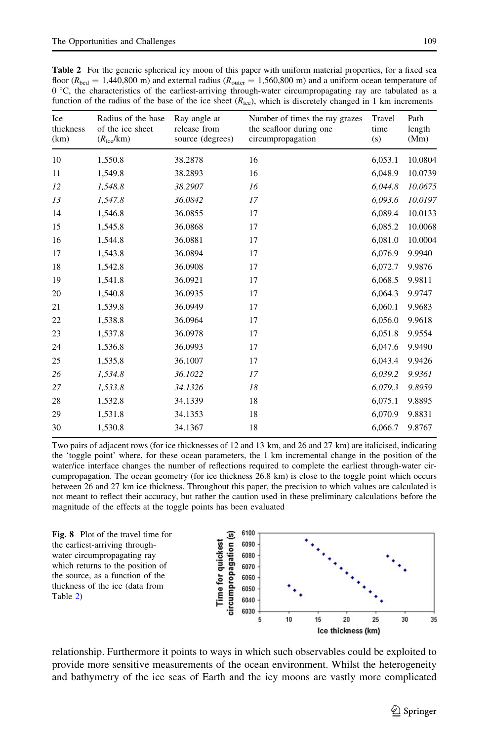**Table 2** For the generic spherical icy moon of this paper with uniform material properties, for a fixed sea floor ($R_{bed}$ = 1,440,800 m) and external radius ($R_{outer}$ = 1,560,800 m) and a uniform ocean temperature of 0 °C, the characteristics of the earliest-arriving through-water circumpropagating ray are tabulated as a function of the radius of the base of the ice sheet ($R_{ice}$), which is discretely changed in 1 km increments

| Ice thickness (km) | Radius of the base of the ice sheet ($R_{ice}$/km) | Ray angle at release from source (degrees) | Number of times the ray grazes the seafloor during one circumpropagation | Travel time (s) | Path length (Mm) |
|---|---|---|---|---|---|
| 10 | 1,550.8 | 38.2878 | 16 | 6,053.1 | 10.0804 |
| 11 | 1,549.8 | 38.2893 | 16 | 6,048.9 | 10.0739 |
| *12* | *1,548.8* | *38.2907* | *16* | *6,044.8* | *10.0675* |
| *13* | *1,547.8* | *36.0842* | *17* | *6,093.6* | *10.0197* |
| 14 | 1,546.8 | 36.0855 | 17 | 6,089.4 | 10.0133 |
| 15 | 1,545.8 | 36.0868 | 17 | 6,085.2 | 10.0068 |
| 16 | 1,544.8 | 36.0881 | 17 | 6,081.0 | 10.0004 |
| 17 | 1,543.8 | 36.0894 | 17 | 6,076.9 | 9.9940 |
| 18 | 1,542.8 | 36.0908 | 17 | 6,072.7 | 9.9876 |
| 19 | 1,541.8 | 36.0921 | 17 | 6,068.5 | 9.9811 |
| 20 | 1,540.8 | 36.0935 | 17 | 6,064.3 | 9.9747 |
| 21 | 1,539.8 | 36.0949 | 17 | 6,060.1 | 9.9683 |
| 22 | 1,538.8 | 36.0964 | 17 | 6,056.0 | 9.9618 |
| 23 | 1,537.8 | 36.0978 | 17 | 6,051.8 | 9.9554 |
| 24 | 1,536.8 | 36.0993 | 17 | 6,047.6 | 9.9490 |
| 25 | 1,535.8 | 36.1007 | 17 | 6,043.4 | 9.9426 |
| *26* | *1,534.8* | *36.1022* | *17* | *6,039.2* | *9.9361* |
| *27* | *1,533.8* | *34.1326* | *18* | *6,079.3* | *9.8959* |
| 28 | 1,532.8 | 34.1339 | 18 | 6,075.1 | 9.8895 |
| 29 | 1,531.8 | 34.1353 | 18 | 6,070.9 | 9.8831 |
| 30 | 1,530.8 | 34.1367 | 18 | 6,066.7 | 9.8767 |

Two pairs of adjacent rows (for ice thicknesses of 12 and 13 km, and 26 and 27 km) are italicised, indicating the 'toggle point' where, for these ocean parameters, the 1 km incremental change in the position of the water/ice interface changes the number of reflections required to complete the earliest through-water circumpropagation. The ocean geometry (for ice thickness 26.8 km) is close to the toggle point which occurs between 26 and 27 km ice thickness. Throughout this paper, the precision to which values are calculated is not meant to reflect their accuracy, but rather the caution used in these preliminary calculations before the magnitude of the effects at the toggle points has been evaluated

**Fig. 8** Plot of the travel time for the earliest-arriving through-water circumpropagating ray which returns to the position of the source, as a function of the thickness of the ice (data from Table 2)

relationship. Furthermore it points to ways in which such observables could be exploited to provide more sensitive measurements of the ocean environment. Whilst the heterogeneity and bathymetry of the ice seas of Earth and the icy moons are vastly more complicated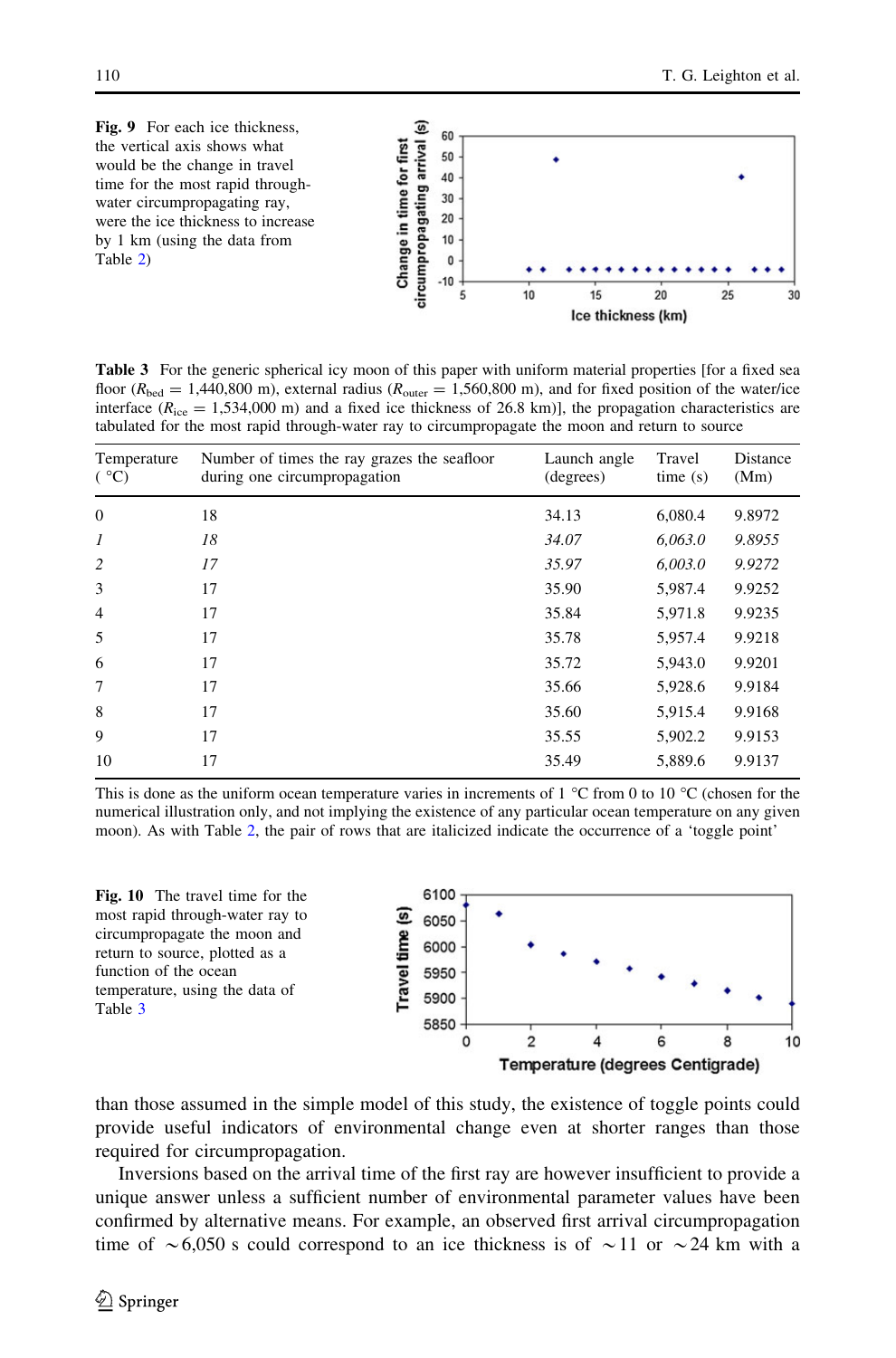**Fig. 9** For each ice thickness, the vertical axis shows what would be the change in travel time for the most rapid through-water circumpropagating ray, were the ice thickness to increase by 1 km (using the data from Table 2)

**Table 3** For the generic spherical icy moon of this paper with uniform material properties [for a fixed sea floor ($R_{\text{bed}}$ = 1,440,800 m), external radius ($R_{\text{outer}}$ = 1,560,800 m), and for fixed position of the water/ice interface ($R_{\text{ice}}$ = 1,534,000 m) and a fixed ice thickness of 26.8 km)], the propagation characteristics are tabulated for the most rapid through-water ray to circumpropagate the moon and return to source

| Temperature (°C) | Number of times the ray grazes the seafloor during one circumpropagation | Launch angle (degrees) | Travel time (s) | Distance (Mm) |
|---|---|---|---|---|
| 0 | 18 | 34.13 | 6,080.4 | 9.8972 |
| *1* | *18* | *34.07* | *6,063.0* | *9.8955* |
| *2* | *17* | *35.97* | *6,003.0* | *9.9272* |
| 3 | 17 | 35.90 | 5,987.4 | 9.9252 |
| 4 | 17 | 35.84 | 5,971.8 | 9.9235 |
| 5 | 17 | 35.78 | 5,957.4 | 9.9218 |
| 6 | 17 | 35.72 | 5,943.0 | 9.9201 |
| 7 | 17 | 35.66 | 5,928.6 | 9.9184 |
| 8 | 17 | 35.60 | 5,915.4 | 9.9168 |
| 9 | 17 | 35.55 | 5,902.2 | 9.9153 |
| 10 | 17 | 35.49 | 5,889.6 | 9.9137 |

This is done as the uniform ocean temperature varies in increments of 1 °C from 0 to 10 °C (chosen for the numerical illustration only, and not implying the existence of any particular ocean temperature on any given moon). As with Table 2, the pair of rows that are italicized indicate the occurrence of a 'toggle point'

**Fig. 10** The travel time for the most rapid through-water ray to circumpropagate the moon and return to source, plotted as a function of the ocean temperature, using the data of Table 3

than those assumed in the simple model of this study, the existence of toggle points could provide useful indicators of environmental change even at shorter ranges than those required for circumpropagation.

Inversions based on the arrival time of the first ray are however insufficient to provide a unique answer unless a sufficient number of environmental parameter values have been confirmed by alternative means. For example, an observed first arrival circumpropagation time of ~6,050 s could correspond to an ice thickness is of ~11 or ~24 km with a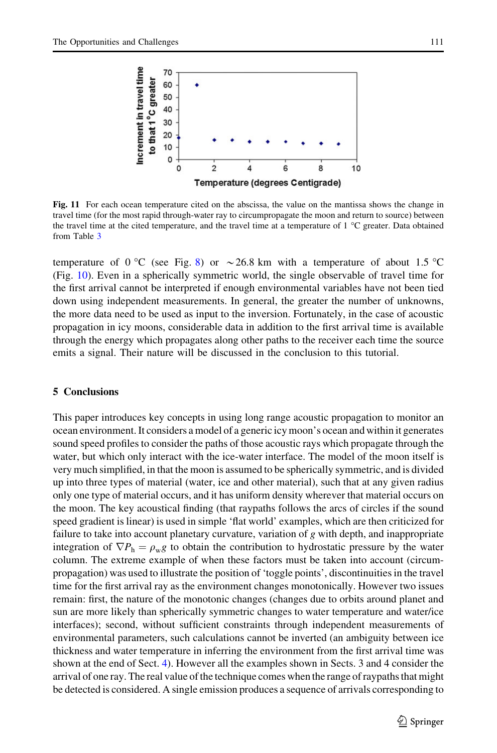Fig. 11 For each ocean temperature cited on the abscissa, the value on the mantissa shows the change in travel time (for the most rapid through-water ray to circumpropagate the moon and return to source) between the travel time at the cited temperature, and the travel time at a temperature of 1 °C greater. Data obtained from Table 3

temperature of 0 °C (see Fig. 8) or ~26.8 km with a temperature of about 1.5 °C (Fig. 10). Even in a spherically symmetric world, the single observable of travel time for the first arrival cannot be interpreted if enough environmental variables have not been tied down using independent measurements. In general, the greater the number of unknowns, the more data need to be used as input to the inversion. Fortunately, in the case of acoustic propagation in icy moons, considerable data in addition to the first arrival time is available through the energy which propagates along other paths to the receiver each time the source emits a signal. Their nature will be discussed in the conclusion to this tutorial.

## 5 Conclusions

This paper introduces key concepts in using long range acoustic propagation to monitor an ocean environment. It considers a model of a generic icy moon's ocean and within it generates sound speed profiles to consider the paths of those acoustic rays which propagate through the water, but which only interact with the ice-water interface. The model of the moon itself is very much simplified, in that the moon is assumed to be spherically symmetric, and is divided up into three types of material (water, ice and other material), such that at any given radius only one type of material occurs, and it has uniform density wherever that material occurs on the moon. The key acoustical finding (that raypaths follows the arcs of circles if the sound speed gradient is linear) is used in simple 'flat world' examples, which are then criticized for failure to take into account planetary curvature, variation of $g$ with depth, and inappropriate integration of $\nabla P_h = \rho_w g$ to obtain the contribution to hydrostatic pressure by the water column. The extreme example of when these factors must be taken into account (circumpropagation) was used to illustrate the position of 'toggle points', discontinuities in the travel time for the first arrival ray as the environment changes monotonically. However two issues remain: first, the nature of the monotonic changes (changes due to orbits around planet and sun are more likely than spherically symmetric changes to water temperature and water/ice interfaces); second, without sufficient constraints through independent measurements of environmental parameters, such calculations cannot be inverted (an ambiguity between ice thickness and water temperature in inferring the environment from the first arrival time was shown at the end of Sect. 4). However all the examples shown in Sects. 3 and 4 consider the arrival of one ray. The real value of the technique comes when the range of raypaths that might be detected is considered. A single emission produces a sequence of arrivals corresponding to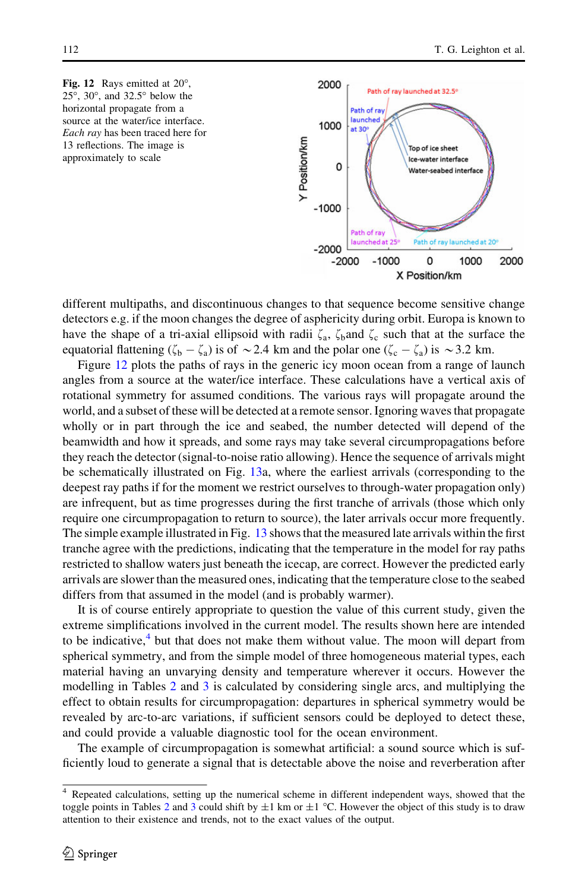**Fig. 12** Rays emitted at 20°, 25°, 30°, and 32.5° below the horizontal propagate from a source at the water/ice interface. *Each ray* has been traced here for 13 reflections. The image is approximately to scale

different multipaths, and discontinuous changes to that sequence become sensitive change detectors e.g. if the moon changes the degree of asphericity during orbit. Europa is known to have the shape of a tri-axial ellipsoid with radii $\zeta_a$, $\zeta_b$and $\zeta_c$ such that at the surface the equatorial flattening ($\zeta_b - \zeta_a$) is of ~2.4 km and the polar one ($\zeta_c - \zeta_a$) is ~3.2 km.

Figure 12 plots the paths of rays in the generic icy moon ocean from a range of launch angles from a source at the water/ice interface. These calculations have a vertical axis of rotational symmetry for assumed conditions. The various rays will propagate around the world, and a subset of these will be detected at a remote sensor. Ignoring waves that propagate wholly or in part through the ice and seabed, the number detected will depend of the beamwidth and how it spreads, and some rays may take several circumpropagations before they reach the detector (signal-to-noise ratio allowing). Hence the sequence of arrivals might be schematically illustrated on Fig. 13a, where the earliest arrivals (corresponding to the deepest ray paths if for the moment we restrict ourselves to through-water propagation only) are infrequent, but as time progresses during the first tranche of arrivals (those which only require one circumpropagation to return to source), the later arrivals occur more frequently. The simple example illustrated in Fig. 13 shows that the measured late arrivals within the first tranche agree with the predictions, indicating that the temperature in the model for ray paths restricted to shallow waters just beneath the icecap, are correct. However the predicted early arrivals are slower than the measured ones, indicating that the temperature close to the seabed differs from that assumed in the model (and is probably warmer).

It is of course entirely appropriate to question the value of this current study, given the extreme simplifications involved in the current model. The results shown here are intended to be indicative,[4] but that does not make them without value. The moon will depart from spherical symmetry, and from the simple model of three homogeneous material types, each material having an unvarying density and temperature wherever it occurs. However the modelling in Tables 2 and 3 is calculated by considering single arcs, and multiplying the effect to obtain results for circumpropagation: departures in spherical symmetry would be revealed by arc-to-arc variations, if sufficient sensors could be deployed to detect these, and could provide a valuable diagnostic tool for the ocean environment.

The example of circumpropagation is somewhat artificial: a sound source which is sufficiently loud to generate a signal that is detectable above the noise and reverberation after

[4] Repeated calculations, setting up the numerical scheme in different independent ways, showed that the toggle points in Tables 2 and 3 could shift by ±1 km or ±1 °C. However the object of this study is to draw attention to their existence and trends, not to the exact values of the output.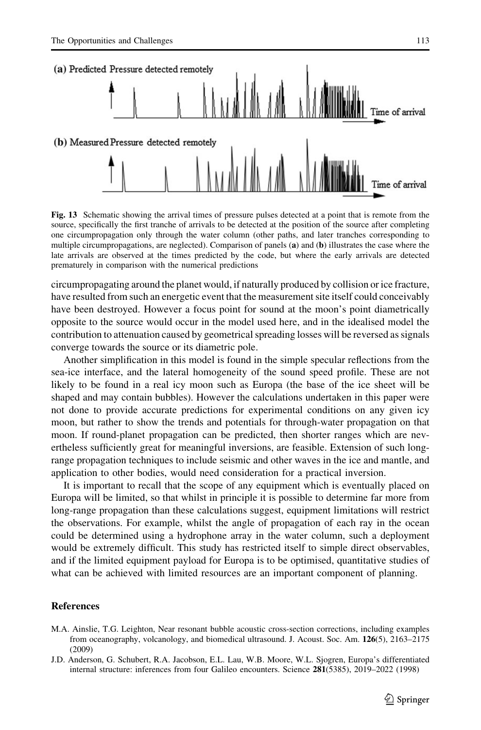**Fig. 13** Schematic showing the arrival times of pressure pulses detected at a point that is remote from the source, specifically the first tranche of arrivals to be detected at the position of the source after completing one circumpropagation only through the water column (other paths, and later tranches corresponding to multiple circumpropagations, are neglected). Comparison of panels (**a**) and (**b**) illustrates the case where the late arrivals are observed at the times predicted by the code, but where the early arrivals are detected prematurely in comparison with the numerical predictions

circumpropagating around the planet would, if naturally produced by collision or ice fracture, have resulted from such an energetic event that the measurement site itself could conceivably have been destroyed. However a focus point for sound at the moon's point diametrically opposite to the source would occur in the model used here, and in the idealised model the contribution to attenuation caused by geometrical spreading losses will be reversed as signals converge towards the source or its diametric pole.

Another simplification in this model is found in the simple specular reflections from the sea-ice interface, and the lateral homogeneity of the sound speed profile. These are not likely to be found in a real icy moon such as Europa (the base of the ice sheet will be shaped and may contain bubbles). However the calculations undertaken in this paper were not done to provide accurate predictions for experimental conditions on any given icy moon, but rather to show the trends and potentials for through-water propagation on that moon. If round-planet propagation can be predicted, then shorter ranges which are nevertheless sufficiently great for meaningful inversions, are feasible. Extension of such long-range propagation techniques to include seismic and other waves in the ice and mantle, and application to other bodies, would need consideration for a practical inversion.

It is important to recall that the scope of any equipment which is eventually placed on Europa will be limited, so that whilst in principle it is possible to determine far more from long-range propagation than these calculations suggest, equipment limitations will restrict the observations. For example, whilst the angle of propagation of each ray in the ocean could be determined using a hydrophone array in the water column, such a deployment would be extremely difficult. This study has restricted itself to simple direct observables, and if the limited equipment payload for Europa is to be optimised, quantitative studies of what can be achieved with limited resources are an important component of planning.

## References

M.A. Ainslie, T.G. Leighton, Near resonant bubble acoustic cross-section corrections, including examples from oceanography, volcanology, and biomedical ultrasound. J. Acoust. Soc. Am. **126**(5), 2163–2175 (2009)

J.D. Anderson, G. Schubert, R.A. Jacobson, E.L. Lau, W.B. Moore, W.L. Sjogren, Europa's differentiated internal structure: inferences from four Galileo encounters. Science **281**(5385), 2019–2022 (1998)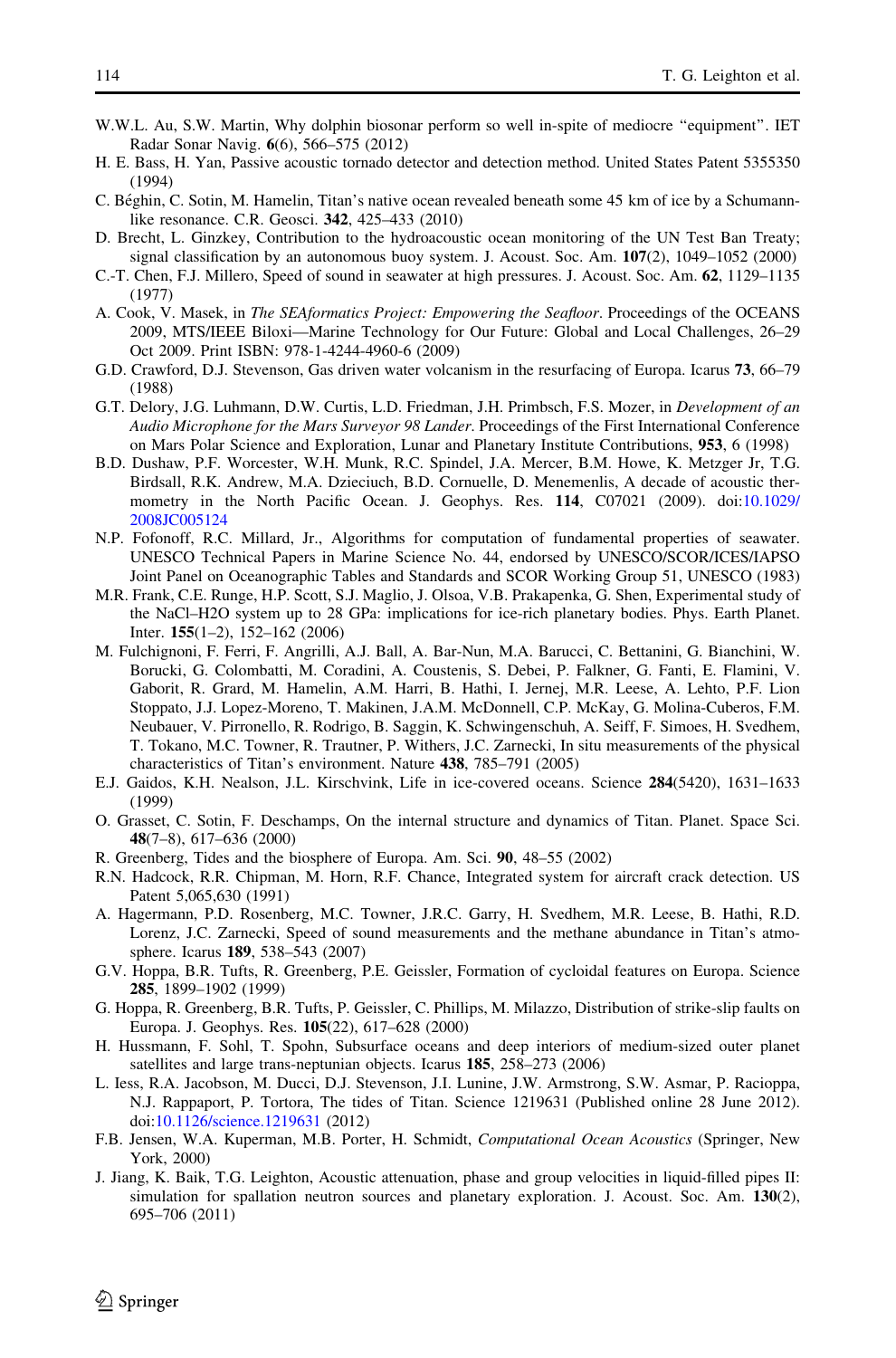W.W.L. Au, S.W. Martin, Why dolphin biosonar perform so well in-spite of mediocre "equipment". IET Radar Sonar Navig. **6**(6), 566–575 (2012)

H. E. Bass, H. Yan, Passive acoustic tornado detector and detection method. United States Patent 5355350 (1994)

C. Béghin, C. Sotin, M. Hamelin, Titan's native ocean revealed beneath some 45 km of ice by a Schumann-like resonance. C.R. Geosci. **342**, 425–433 (2010)

D. Brecht, L. Ginzkey, Contribution to the hydroacoustic ocean monitoring of the UN Test Ban Treaty; signal classification by an autonomous buoy system. J. Acoust. Soc. Am. **107**(2), 1049–1052 (2000)

C.-T. Chen, F.J. Millero, Speed of sound in seawater at high pressures. J. Acoust. Soc. Am. **62**, 1129–1135 (1977)

A. Cook, V. Masek, in *The SEAformatics Project: Empowering the Seafloor*. Proceedings of the OCEANS 2009, MTS/IEEE Biloxi—Marine Technology for Our Future: Global and Local Challenges, 26–29 Oct 2009. Print ISBN: 978-1-4244-4960-6 (2009)

G.D. Crawford, D.J. Stevenson, Gas driven water volcanism in the resurfacing of Europa. Icarus **73**, 66–79 (1988)

G.T. Delory, J.G. Luhmann, D.W. Curtis, L.D. Friedman, J.H. Primbsch, F.S. Mozer, in *Development of an Audio Microphone for the Mars Surveyor 98 Lander*. Proceedings of the First International Conference on Mars Polar Science and Exploration, Lunar and Planetary Institute Contributions, **953**, 6 (1998)

B.D. Dushaw, P.F. Worcester, W.H. Munk, R.C. Spindel, J.A. Mercer, B.M. Howe, K. Metzger Jr, T.G. Birdsall, R.K. Andrew, M.A. Dzieciuch, B.D. Cornuelle, D. Menemenlis, A decade of acoustic thermometry in the North Pacific Ocean. J. Geophys. Res. **114**, C07021 (2009). doi:10.1029/2008JC005124

N.P. Fofonoff, R.C. Millard, Jr., Algorithms for computation of fundamental properties of seawater. UNESCO Technical Papers in Marine Science No. 44, endorsed by UNESCO/SCOR/ICES/IAPSO Joint Panel on Oceanographic Tables and Standards and SCOR Working Group 51, UNESCO (1983)

M.R. Frank, C.E. Runge, H.P. Scott, S.J. Maglio, J. Olsoa, V.B. Prakapenka, G. Shen, Experimental study of the NaCl–H2O system up to 28 GPa: implications for ice-rich planetary bodies. Phys. Earth Planet. Inter. **155**(1–2), 152–162 (2006)

M. Fulchignoni, F. Ferri, F. Angrilli, A.J. Ball, A. Bar-Nun, M.A. Barucci, C. Bettanini, G. Bianchini, W. Borucki, G. Colombatti, M. Coradini, A. Coustenis, S. Debei, P. Falkner, G. Fanti, E. Flamini, V. Gaborit, R. Grard, M. Hamelin, A.M. Harri, B. Hathi, I. Jernej, M.R. Leese, A. Lehto, P.F. Lion Stoppato, J.J. Lopez-Moreno, T. Makinen, J.A.M. McDonnell, C.P. McKay, G. Molina-Cuberos, F.M. Neubauer, V. Pirronello, R. Rodrigo, B. Saggin, K. Schwingenschuh, A. Seiff, F. Simoes, H. Svedhem, T. Tokano, M.C. Towner, R. Trautner, P. Withers, J.C. Zarnecki, In situ measurements of the physical characteristics of Titan's environment. Nature **438**, 785–791 (2005)

E.J. Gaidos, K.H. Nealson, J.L. Kirschvink, Life in ice-covered oceans. Science **284**(5420), 1631–1633 (1999)

O. Grasset, C. Sotin, F. Deschamps, On the internal structure and dynamics of Titan. Planet. Space Sci. **48**(7–8), 617–636 (2000)

R. Greenberg, Tides and the biosphere of Europa. Am. Sci. **90**, 48–55 (2002)

R.N. Hadcock, R.R. Chipman, M. Horn, R.F. Chance, Integrated system for aircraft crack detection. US Patent 5,065,630 (1991)

A. Hagermann, P.D. Rosenberg, M.C. Towner, J.R.C. Garry, H. Svedhem, M.R. Leese, B. Hathi, R.D. Lorenz, J.C. Zarnecki, Speed of sound measurements and the methane abundance in Titan's atmosphere. Icarus **189**, 538–543 (2007)

G.V. Hoppa, B.R. Tufts, R. Greenberg, P.E. Geissler, Formation of cycloidal features on Europa. Science **285**, 1899–1902 (1999)

G. Hoppa, R. Greenberg, B.R. Tufts, P. Geissler, C. Phillips, M. Milazzo, Distribution of strike-slip faults on Europa. J. Geophys. Res. **105**(22), 617–628 (2000)

H. Hussmann, F. Sohl, T. Spohn, Subsurface oceans and deep interiors of medium-sized outer planet satellites and large trans-neptunian objects. Icarus **185**, 258–273 (2006)

L. Iess, R.A. Jacobson, M. Ducci, D.J. Stevenson, J.I. Lunine, J.W. Armstrong, S.W. Asmar, P. Racioppa, N.J. Rappaport, P. Tortora, The tides of Titan. Science 1219631 (Published online 28 June 2012). doi:10.1126/science.1219631 (2012)

F.B. Jensen, W.A. Kuperman, M.B. Porter, H. Schmidt, *Computational Ocean Acoustics* (Springer, New York, 2000)

J. Jiang, K. Baik, T.G. Leighton, Acoustic attenuation, phase and group velocities in liquid-filled pipes II: simulation for spallation neutron sources and planetary exploration. J. Acoust. Soc. Am. **130**(2), 695–706 (2011)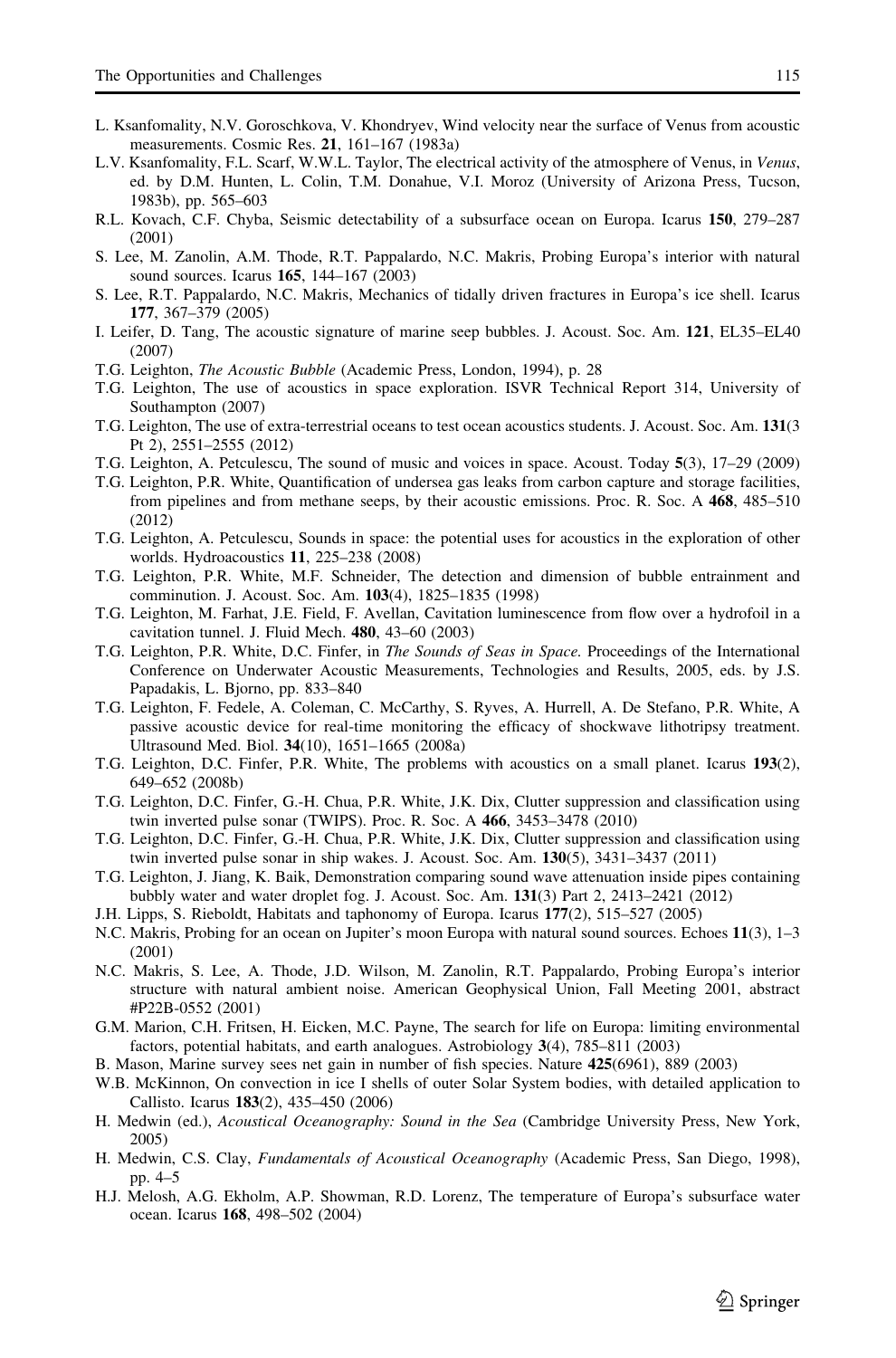L. Ksanfomality, N.V. Goroschkova, V. Khondryev, Wind velocity near the surface of Venus from acoustic measurements. Cosmic Res. **21**, 161–167 (1983a)

L.V. Ksanfomality, F.L. Scarf, W.W.L. Taylor, The electrical activity of the atmosphere of Venus, in *Venus*, ed. by D.M. Hunten, L. Colin, T.M. Donahue, V.I. Moroz (University of Arizona Press, Tucson, 1983b), pp. 565–603

R.L. Kovach, C.F. Chyba, Seismic detectability of a subsurface ocean on Europa. Icarus **150**, 279–287 (2001)

S. Lee, M. Zanolin, A.M. Thode, R.T. Pappalardo, N.C. Makris, Probing Europa's interior with natural sound sources. Icarus **165**, 144–167 (2003)

S. Lee, R.T. Pappalardo, N.C. Makris, Mechanics of tidally driven fractures in Europa's ice shell. Icarus **177**, 367–379 (2005)

I. Leifer, D. Tang, The acoustic signature of marine seep bubbles. J. Acoust. Soc. Am. **121**, EL35–EL40 (2007)

T.G. Leighton, *The Acoustic Bubble* (Academic Press, London, 1994), p. 28

T.G. Leighton, The use of acoustics in space exploration. ISVR Technical Report 314, University of Southampton (2007)

T.G. Leighton, The use of extra-terrestrial oceans to test ocean acoustics students. J. Acoust. Soc. Am. **131**(3 Pt 2), 2551–2555 (2012)

T.G. Leighton, A. Petculescu, The sound of music and voices in space. Acoust. Today **5**(3), 17–29 (2009)

T.G. Leighton, P.R. White, Quantification of undersea gas leaks from carbon capture and storage facilities, from pipelines and from methane seeps, by their acoustic emissions. Proc. R. Soc. A **468**, 485–510 (2012)

T.G. Leighton, A. Petculescu, Sounds in space: the potential uses for acoustics in the exploration of other worlds. Hydroacoustics **11**, 225–238 (2008)

T.G. Leighton, P.R. White, M.F. Schneider, The detection and dimension of bubble entrainment and comminution. J. Acoust. Soc. Am. **103**(4), 1825–1835 (1998)

T.G. Leighton, M. Farhat, J.E. Field, F. Avellan, Cavitation luminescence from flow over a hydrofoil in a cavitation tunnel. J. Fluid Mech. **480**, 43–60 (2003)

T.G. Leighton, P.R. White, D.C. Finfer, in *The Sounds of Seas in Space*. Proceedings of the International Conference on Underwater Acoustic Measurements, Technologies and Results, 2005, eds. by J.S. Papadakis, L. Bjorno, pp. 833–840

T.G. Leighton, F. Fedele, A. Coleman, C. McCarthy, S. Ryves, A. Hurrell, A. De Stefano, P.R. White, A passive acoustic device for real-time monitoring the efficacy of shockwave lithotripsy treatment. Ultrasound Med. Biol. **34**(10), 1651–1665 (2008a)

T.G. Leighton, D.C. Finfer, P.R. White, The problems with acoustics on a small planet. Icarus **193**(2), 649–652 (2008b)

T.G. Leighton, D.C. Finfer, G.-H. Chua, P.R. White, J.K. Dix, Clutter suppression and classification using twin inverted pulse sonar (TWIPS). Proc. R. Soc. A **466**, 3453–3478 (2010)

T.G. Leighton, D.C. Finfer, G.-H. Chua, P.R. White, J.K. Dix, Clutter suppression and classification using twin inverted pulse sonar in ship wakes. J. Acoust. Soc. Am. **130**(5), 3431–3437 (2011)

T.G. Leighton, J. Jiang, K. Baik, Demonstration comparing sound wave attenuation inside pipes containing bubbly water and water droplet fog. J. Acoust. Soc. Am. **131**(3) Part 2, 2413–2421 (2012)

J.H. Lipps, S. Rieboldt, Habitats and taphonomy of Europa. Icarus **177**(2), 515–527 (2005)

N.C. Makris, Probing for an ocean on Jupiter's moon Europa with natural sound sources. Echoes **11**(3), 1–3 (2001)

N.C. Makris, S. Lee, A. Thode, J.D. Wilson, M. Zanolin, R.T. Pappalardo, Probing Europa's interior structure with natural ambient noise. American Geophysical Union, Fall Meeting 2001, abstract #P22B-0552 (2001)

G.M. Marion, C.H. Fritsen, H. Eicken, M.C. Payne, The search for life on Europa: limiting environmental factors, potential habitats, and earth analogues. Astrobiology **3**(4), 785–811 (2003)

B. Mason, Marine survey sees net gain in number of fish species. Nature **425**(6961), 889 (2003)

W.B. McKinnon, On convection in ice I shells of outer Solar System bodies, with detailed application to Callisto. Icarus **183**(2), 435–450 (2006)

H. Medwin (ed.), *Acoustical Oceanography: Sound in the Sea* (Cambridge University Press, New York, 2005)

H. Medwin, C.S. Clay, *Fundamentals of Acoustical Oceanography* (Academic Press, San Diego, 1998), pp. 4–5

H.J. Melosh, A.G. Ekholm, A.P. Showman, R.D. Lorenz, The temperature of Europa's subsurface water ocean. Icarus **168**, 498–502 (2004)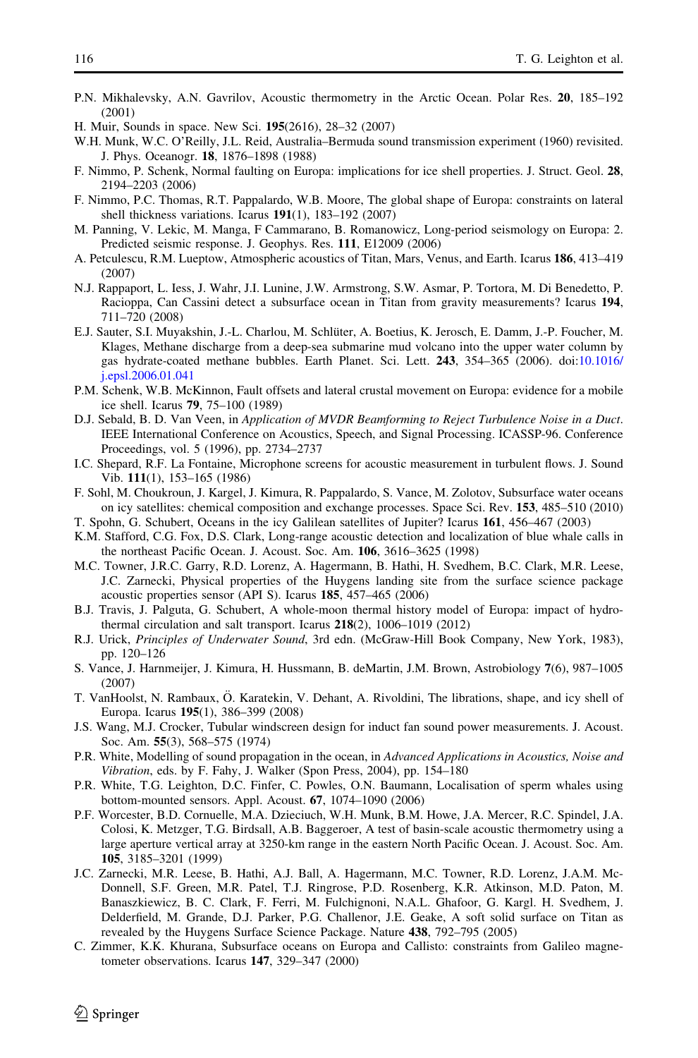P.N. Mikhalevsky, A.N. Gavrilov, Acoustic thermometry in the Arctic Ocean. Polar Res. **20**, 185–192 (2001)

H. Muir, Sounds in space. New Sci. **195**(2616), 28–32 (2007)

W.H. Munk, W.C. O'Reilly, J.L. Reid, Australia–Bermuda sound transmission experiment (1960) revisited. J. Phys. Oceanogr. **18**, 1876–1898 (1988)

F. Nimmo, P. Schenk, Normal faulting on Europa: implications for ice shell properties. J. Struct. Geol. **28**, 2194–2203 (2006)

F. Nimmo, P.C. Thomas, R.T. Pappalardo, W.B. Moore, The global shape of Europa: constraints on lateral shell thickness variations. Icarus **191**(1), 183–192 (2007)

M. Panning, V. Lekic, M. Manga, F Cammarano, B. Romanowicz, Long-period seismology on Europa: 2. Predicted seismic response. J. Geophys. Res. **111**, E12009 (2006)

A. Petculescu, R.M. Lueptow, Atmospheric acoustics of Titan, Mars, Venus, and Earth. Icarus **186**, 413–419 (2007)

N.J. Rappaport, L. Iess, J. Wahr, J.I. Lunine, J.W. Armstrong, S.W. Asmar, P. Tortora, M. Di Benedetto, P. Racioppa, Can Cassini detect a subsurface ocean in Titan from gravity measurements? Icarus **194**, 711–720 (2008)

E.J. Sauter, S.I. Muyakshin, J.-L. Charlou, M. Schlüter, A. Boetius, K. Jerosch, E. Damm, J.-P. Foucher, M. Klages, Methane discharge from a deep-sea submarine mud volcano into the upper water column by gas hydrate-coated methane bubbles. Earth Planet. Sci. Lett. **243**, 354–365 (2006). doi:10.1016/j.epsl.2006.01.041

P.M. Schenk, W.B. McKinnon, Fault offsets and lateral crustal movement on Europa: evidence for a mobile ice shell. Icarus **79**, 75–100 (1989)

D.J. Sebald, B. D. Van Veen, in *Application of MVDR Beamforming to Reject Turbulence Noise in a Duct*. IEEE International Conference on Acoustics, Speech, and Signal Processing. ICASSP-96. Conference Proceedings, vol. 5 (1996), pp. 2734–2737

I.C. Shepard, R.F. La Fontaine, Microphone screens for acoustic measurement in turbulent flows. J. Sound Vib. **111**(1), 153–165 (1986)

F. Sohl, M. Choukroun, J. Kargel, J. Kimura, R. Pappalardo, S. Vance, M. Zolotov, Subsurface water oceans on icy satellites: chemical composition and exchange processes. Space Sci. Rev. **153**, 485–510 (2010)

T. Spohn, G. Schubert, Oceans in the icy Galilean satellites of Jupiter? Icarus **161**, 456–467 (2003)

K.M. Stafford, C.G. Fox, D.S. Clark, Long-range acoustic detection and localization of blue whale calls in the northeast Pacific Ocean. J. Acoust. Soc. Am. **106**, 3616–3625 (1998)

M.C. Towner, J.R.C. Garry, R.D. Lorenz, A. Hagermann, B. Hathi, H. Svedhem, B.C. Clark, M.R. Leese, J.C. Zarnecki, Physical properties of the Huygens landing site from the surface science package acoustic properties sensor (API S). Icarus **185**, 457–465 (2006)

B.J. Travis, J. Palguta, G. Schubert, A whole-moon thermal history model of Europa: impact of hydrothermal circulation and salt transport. Icarus **218**(2), 1006–1019 (2012)

R.J. Urick, *Principles of Underwater Sound*, 3rd edn. (McGraw-Hill Book Company, New York, 1983), pp. 120–126

S. Vance, J. Harnmeijer, J. Kimura, H. Hussmann, B. deMartin, J.M. Brown, Astrobiology **7**(6), 987–1005 (2007)

T. VanHoolst, N. Rambaux, Ö. Karatekin, V. Dehant, A. Rivoldini, The librations, shape, and icy shell of Europa. Icarus **195**(1), 386–399 (2008)

J.S. Wang, M.J. Crocker, Tubular windscreen design for induct fan sound power measurements. J. Acoust. Soc. Am. **55**(3), 568–575 (1974)

P.R. White, Modelling of sound propagation in the ocean, in *Advanced Applications in Acoustics, Noise and Vibration*, eds. by F. Fahy, J. Walker (Spon Press, 2004), pp. 154–180

P.R. White, T.G. Leighton, D.C. Finfer, C. Powles, O.N. Baumann, Localisation of sperm whales using bottom-mounted sensors. Appl. Acoust. **67**, 1074–1090 (2006)

P.F. Worcester, B.D. Cornuelle, M.A. Dzieciuch, W.H. Munk, B.M. Howe, J.A. Mercer, R.C. Spindel, J.A. Colosi, K. Metzger, T.G. Birdsall, A.B. Baggeroer, A test of basin-scale acoustic thermometry using a large aperture vertical array at 3250-km range in the eastern North Pacific Ocean. J. Acoust. Soc. Am. **105**, 3185–3201 (1999)

J.C. Zarnecki, M.R. Leese, B. Hathi, A.J. Ball, A. Hagermann, M.C. Towner, R.D. Lorenz, J.A.M. McDonnell, S.F. Green, M.R. Patel, T.J. Ringrose, P.D. Rosenberg, K.R. Atkinson, M.D. Paton, M. Banaszkiewicz, B. C. Clark, F. Ferri, M. Fulchignoni, N.A.L. Ghafoor, G. Kargl. H. Svedhem, J. Delderfield, M. Grande, D.J. Parker, P.G. Challenor, J.E. Geake, A soft solid surface on Titan as revealed by the Huygens Surface Science Package. Nature **438**, 792–795 (2005)

C. Zimmer, K.K. Khurana, Subsurface oceans on Europa and Callisto: constraints from Galileo magnetometer observations. Icarus **147**, 329–347 (2000)